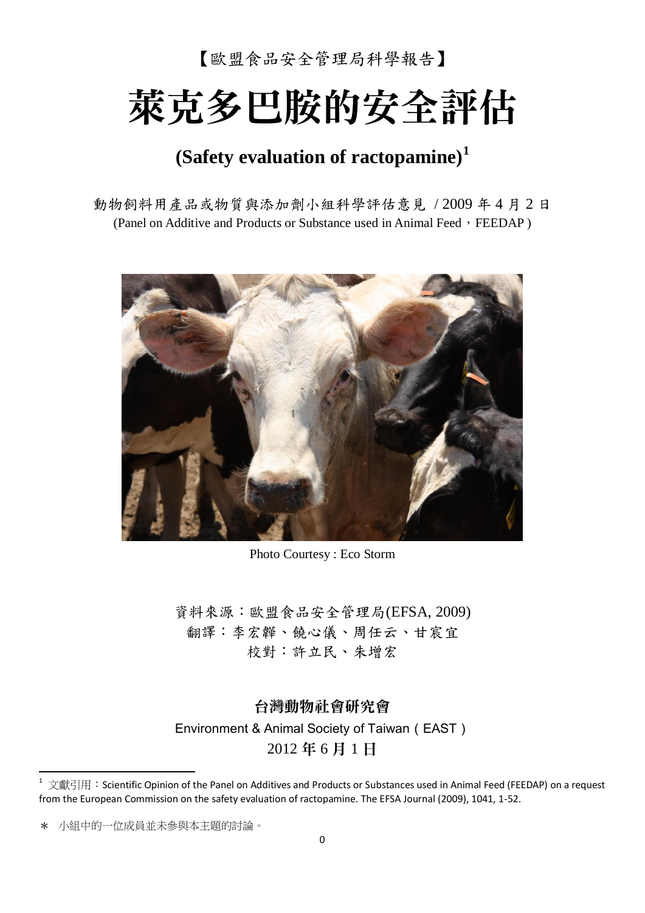【歐盟食品安全管理局科學報告】

# 萊克多巴胺的安全評估

## (Safety evaluation of ractopamine)[1]

動物飼料用產品或物質與添加劑小組科學評估意見 / 2009 年 4 月 2 日
(Panel on Additive and Products or Substance used in Animal Feed，FEEDAP )

Photo Courtesy : Eco Storm

資料來源：歐盟食品安全管理局(EFSA, 2009)
翻譯：李宏韡、饒心儀、周任云、甘宸宜
校對：許立民、朱增宏

**台灣動物社會研究會**

Environment & Animal Society of Taiwan ( EAST )

2012 **年** 6 **月** 1 **日**

---

[1] 文獻引用：Scientific Opinion of the Panel on Additives and Products or Substances used in Animal Feed (FEEDAP) on a request from the European Commission on the safety evaluation of ractopamine. The EFSA Journal (2009), 1041, 1-52.

＊ 小組中的一位成員並未參與本主題的討論。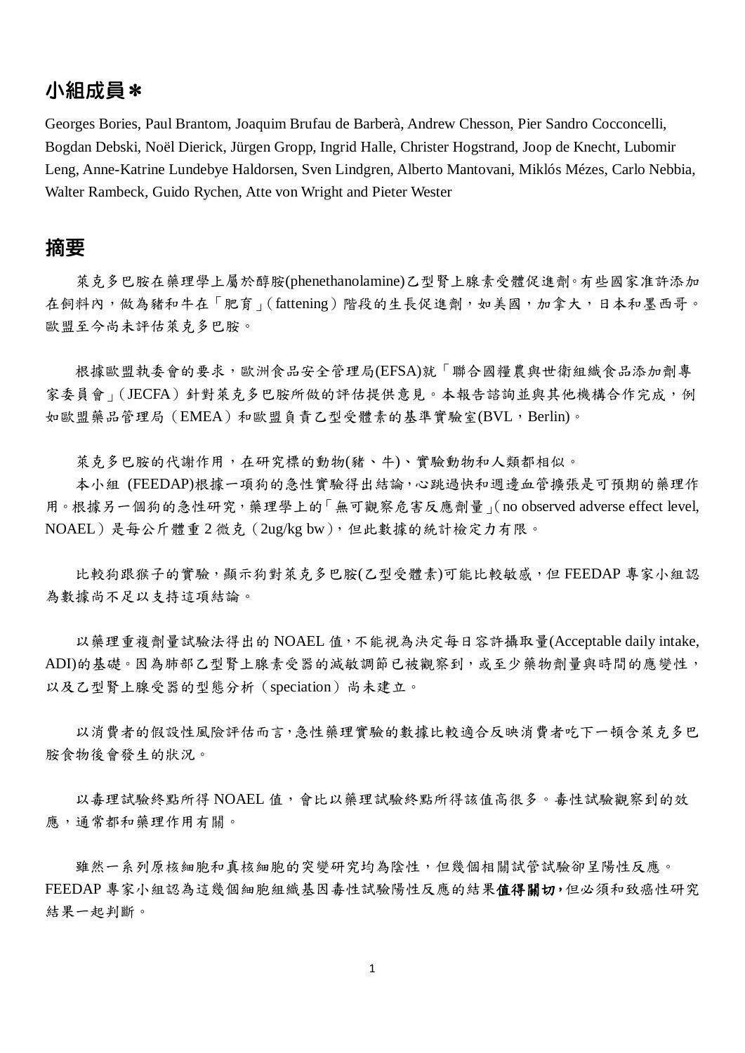## 小組成員＊

Georges Bories, Paul Brantom, Joaquim Brufau de Barberà, Andrew Chesson, Pier Sandro Cocconcelli, Bogdan Debski, Noël Dierick, Jürgen Gropp, Ingrid Halle, Christer Hogstrand, Joop de Knecht, Lubomir Leng, Anne-Katrine Lundebye Haldorsen, Sven Lindgren, Alberto Mantovani, Miklós Mézes, Carlo Nebbia, Walter Rambeck, Guido Rychen, Atte von Wright and Pieter Wester

## 摘要

萊克多巴胺在藥理學上屬於醇胺(phenethanolamine)乙型腎上腺素受體促進劑。有些國家准許添加在飼料內，做為豬和牛在「肥育」(fattening）階段的生長促進劑，如美國，加拿大，日本和墨西哥。歐盟至今尚未評估萊克多巴胺。

根據歐盟執委會的要求，歐洲食品安全管理局(EFSA)就「聯合國糧農與世衛組織食品添加劑專家委員會」(JECFA）針對萊克多巴胺所做的評估提供意見。本報告諮詢並與其他機構合作完成，例如歐盟藥品管理局（EMEA）和歐盟負責乙型受體素的基準實驗室(BVL，Berlin)。

萊克多巴胺的代謝作用，在研究標的動物(豬、牛)、實驗動物和人類都相似。

本小組 (FEEDAP)根據一項狗的急性實驗得出結論，心跳過快和週邊血管擴張是可預期的藥理作用。根據另一個狗的急性研究，藥理學上的「無可觀察危害反應劑量」(no observed adverse effect level, NOAEL）是每公斤體重 2 微克（2ug/kg bw），但此數據的統計檢定力有限。

比較狗跟猴子的實驗，顯示狗對萊克多巴胺(乙型受體素)可能比較敏感，但 FEEDAP 專家小組認為數據尚不足以支持這項結論。

以藥理重複劑量試驗法得出的 NOAEL 值，不能視為決定每日容許攝取量(Acceptable daily intake, ADI)的基礎。因為肺部乙型腎上腺素受器的減敏調節已被觀察到，或至少藥物劑量與時間的應變性，以及乙型腎上腺受器的型態分析（speciation）尚未建立。

以消費者的假設性風險評估而言，急性藥理實驗的數據比較適合反映消費者吃下一頓含萊克多巴胺食物後會發生的狀況。

以毒理試驗終點所得 NOAEL 值，會比以藥理試驗終點所得該值高很多。毒性試驗觀察到的效應，通常都和藥理作用有關。

雖然一系列原核細胞和真核細胞的突變研究均為陰性，但幾個相關試管試驗卻呈陽性反應。FEEDAP 專家小組認為這幾個細胞組織基因毒性試驗陽性反應的結果**值得關切，**但必須和致癌性研究結果一起判斷。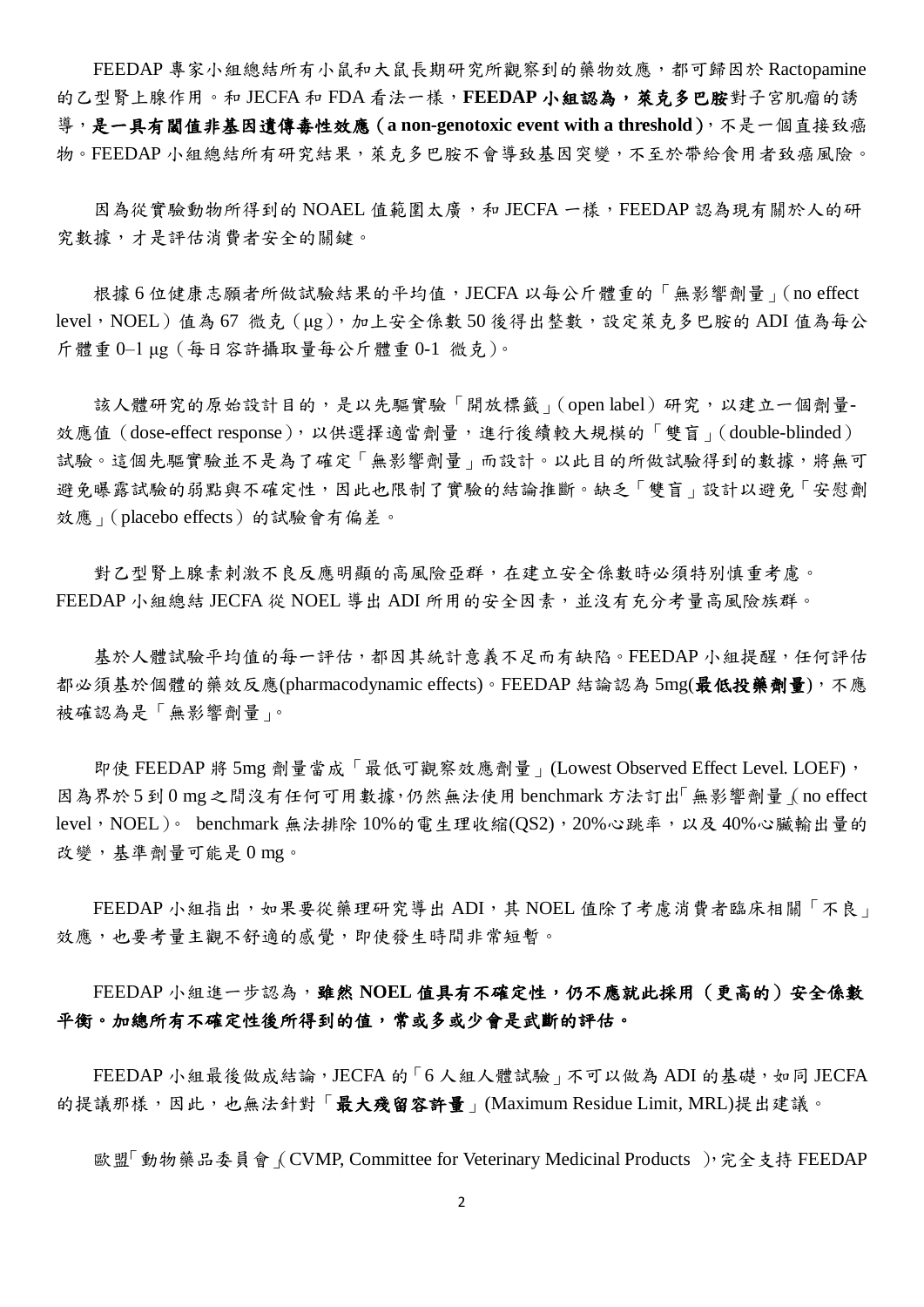FEEDAP 專家小組總結所有小鼠和大鼠長期研究所觀察到的藥物效應，都可歸因於 Ractopamine 的乙型腎上腺作用。和 JECFA 和 FDA 看法一樣，**FEEDAP 小組認為，萊克多巴胺**對子宮肌瘤的誘導，**是一具有閾值非基因遺傳毒性效應（a non-genotoxic event with a threshold）**，不是一個直接致癌物。FEEDAP 小組總結所有研究結果，萊克多巴胺不會導致基因突變，不至於帶給食用者致癌風險。

因為從實驗動物所得到的 NOAEL 值範圍太廣，和 JECFA 一樣，FEEDAP 認為現有關於人的研究數據，才是評估消費者安全的關鍵。

根據 6 位健康志願者所做試驗結果的平均值，JECFA 以每公斤體重的「無影響劑量」（no effect level，NOEL）值為 67 微克（μg），加上安全係數 50 後得出整數，設定萊克多巴胺的 ADI 值為每公斤體重 0–1 μg（每日容許攝取量每公斤體重 0-1 微克）。

該人體研究的原始設計目的，是以先驅實驗「開放標籤」（open label）研究，以建立一個劑量-效應值（dose-effect response），以供選擇適當劑量，進行後續較大規模的「雙盲」（double-blinded）試驗。這個先驅實驗並不是為了確定「無影響劑量」而設計。以此目的所做試驗得到的數據，將無可避免曝露試驗的弱點與不確定性，因此也限制了實驗的結論推斷。缺乏「雙盲」設計以避免「安慰劑效應」（placebo effects）的試驗會有偏差。

對乙型腎上腺素刺激不良反應明顯的高風險亞群，在建立安全係數時必須特別慎重考慮。FEEDAP 小組總結 JECFA 從 NOEL 導出 ADI 所用的安全因素，並沒有充分考量高風險族群。

基於人體試驗平均值的每一評估，都因其統計意義不足而有缺陷。FEEDAP 小組提醒，任何評估都必須基於個體的藥效反應(pharmacodynamic effects)。FEEDAP 結論認為 5mg(**最低投藥劑量**)，不應被確認為是「無影響劑量」。

即使 FEEDAP 將 5mg 劑量當成「最低可觀察效應劑量」(Lowest Observed Effect Level. LOEF)，因為界於 5 到 0 mg 之間沒有任何可用數據，仍然無法使用 benchmark 方法訂出「無影響劑量」(no effect level，NOEL)。 benchmark 無法排除 10%的電生理收縮(QS2)，20%心跳率，以及 40%心臟輸出量的改變，基準劑量可能是 0 mg。

FEEDAP 小組指出，如果要從藥理研究導出 ADI，其 NOEL 值除了考慮消費者臨床相關「不良」效應，也要考量主觀不舒適的感覺，即使發生時間非常短暫。

FEEDAP 小組進一步認為，**雖然 NOEL 值具有不確定性，仍不應就此採用（更高的）安全係數平衡。加總所有不確定性後所得到的值，常或多或少會是武斷的評估。**

FEEDAP 小組最後做成結論，JECFA 的「6 人組人體試驗」不可以做為 ADI 的基礎，如同 JECFA 的提議那樣，因此，也無法針對「**最大殘留容許量**」(Maximum Residue Limit, MRL)提出建議。

歐盟「動物藥品委員會」(CVMP, Committee for Veterinary Medicinal Products )，完全支持 FEEDAP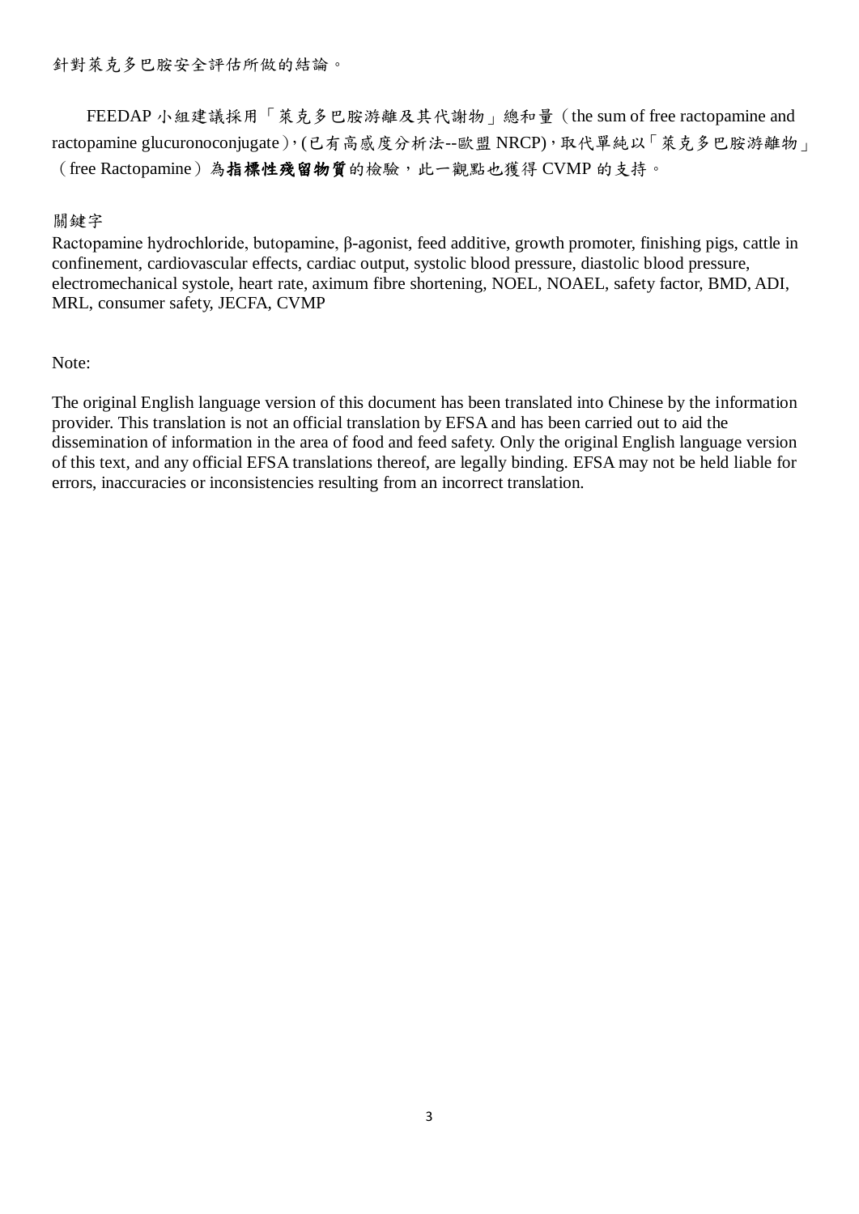針對萊克多巴胺安全評估所做的結論。

FEEDAP 小組建議採用「萊克多巴胺游離及其代謝物」總和量（the sum of free ractopamine and ractopamine glucuronoconjugate），(已有高感度分析法--歐盟 NRCP)，取代單純以「萊克多巴胺游離物」（free Ractopamine）為**指標性殘留物質**的檢驗，此一觀點也獲得 CVMP 的支持。

關鍵字

Ractopamine hydrochloride, butopamine, β-agonist, feed additive, growth promoter, finishing pigs, cattle in confinement, cardiovascular effects, cardiac output, systolic blood pressure, diastolic blood pressure, electromechanical systole, heart rate, aximum fibre shortening, NOEL, NOAEL, safety factor, BMD, ADI, MRL, consumer safety, JECFA, CVMP

Note:

The original English language version of this document has been translated into Chinese by the information provider. This translation is not an official translation by EFSA and has been carried out to aid the dissemination of information in the area of food and feed safety. Only the original English language version of this text, and any official EFSA translations thereof, are legally binding. EFSA may not be held liable for errors, inaccuracies or inconsistencies resulting from an incorrect translation.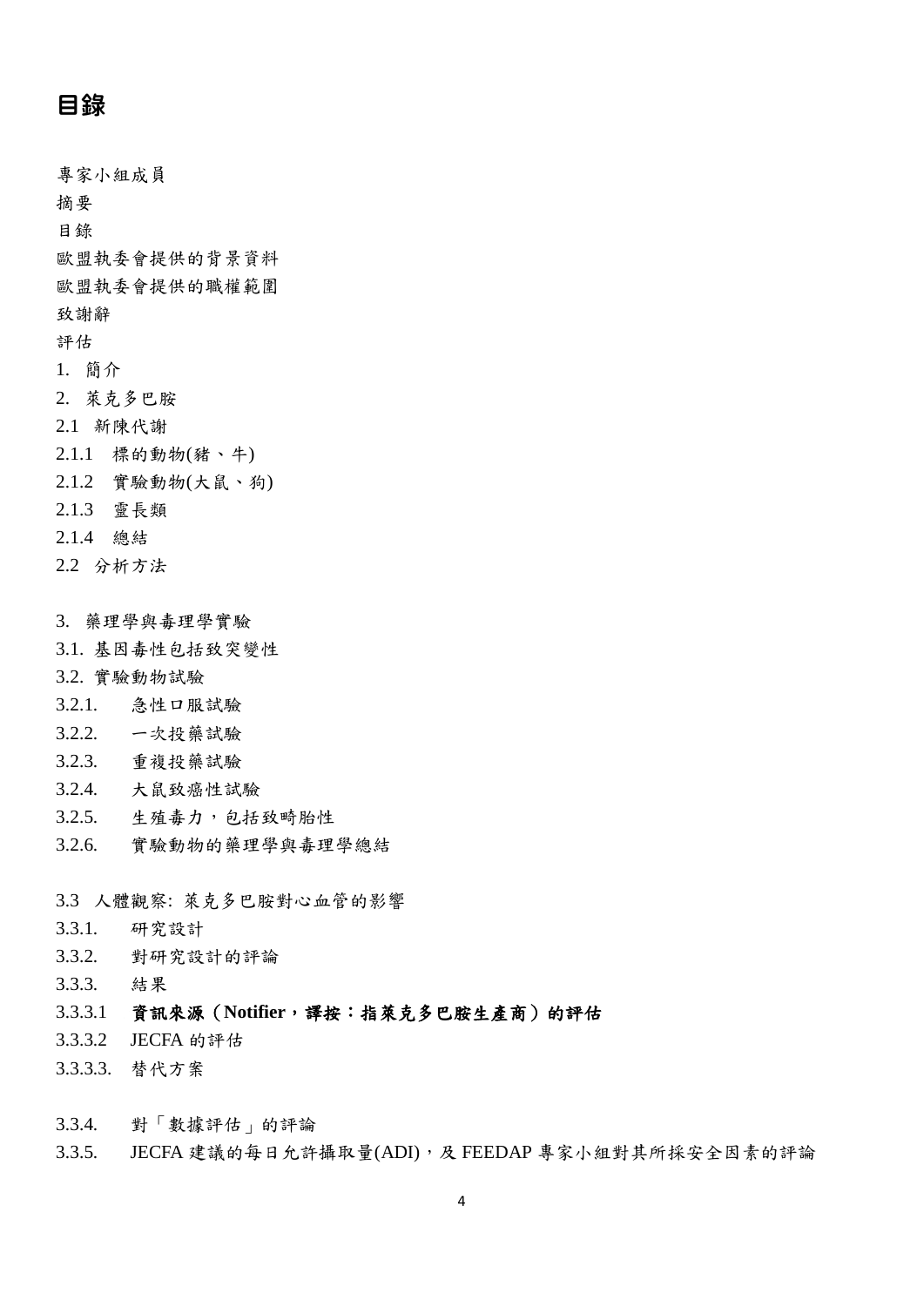# 目錄

專家小組成員

摘要

目錄

歐盟執委會提供的背景資料

歐盟執委會提供的職權範圍

致謝辭

評估

1. 簡介

2. 萊克多巴胺

2.1 新陳代謝

2.1.1 標的動物(豬、牛)

2.1.2 實驗動物(大鼠、狗)

2.1.3 靈長類

2.1.4 總結

2.2 分析方法

3. 藥理學與毒理學實驗

3.1. 基因毒性包括致突變性

3.2. 實驗動物試驗

3.2.1. 急性口服試驗

3.2.2. 一次投藥試驗

3.2.3. 重複投藥試驗

3.2.4. 大鼠致癌性試驗

3.2.5. 生殖毒力，包括致畸胎性

3.2.6. 實驗動物的藥理學與毒理學總結

3.3 人體觀察: 萊克多巴胺對心血管的影響

3.3.1. 研究設計

3.3.2. 對研究設計的評論

3.3.3. 結果

3.3.3.1 **資訊來源（Notifier，譯按：指萊克多巴胺生產商）的評估**

3.3.3.2 JECFA 的評估

3.3.3.3. 替代方案

3.3.4. 對「數據評估」的評論

3.3.5. JECFA 建議的每日允許攝取量(ADI)，及 FEEDAP 專家小組對其所採安全因素的評論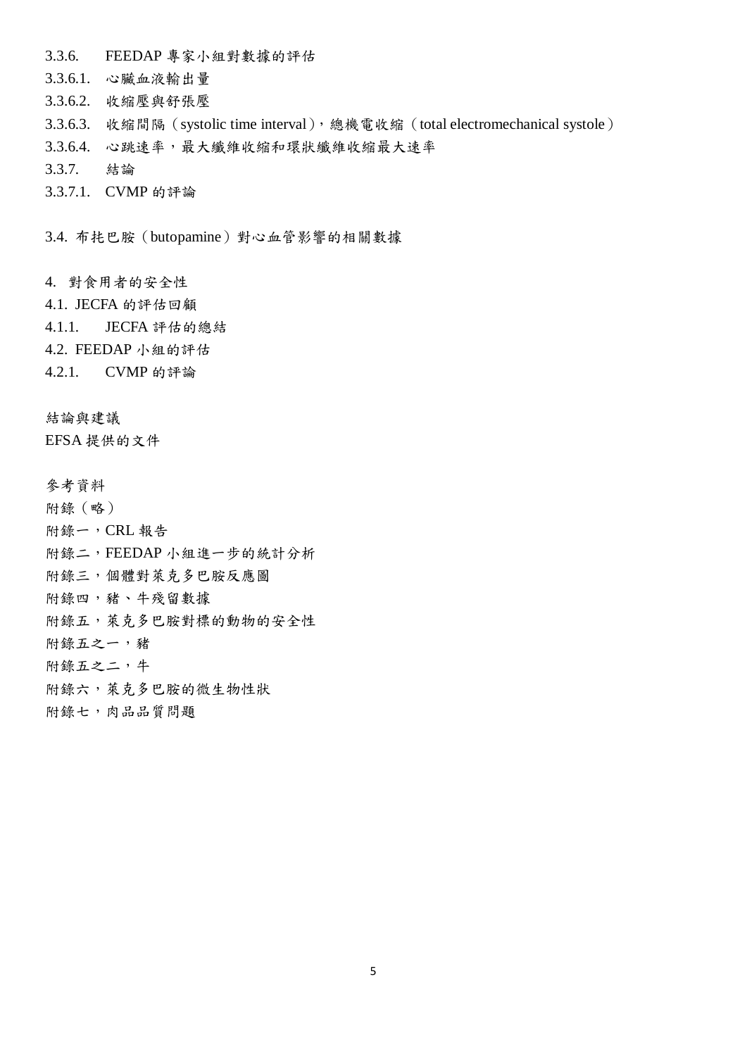3.3.6. FEEDAP 專家小組對數據的評估

3.3.6.1. 心臟血液輸出量

3.3.6.2. 收縮壓與舒張壓

3.3.6.3. 收縮間隔（systolic time interval），總機電收縮（total electromechanical systole）

3.3.6.4. 心跳速率，最大纖維收縮和環狀纖維收縮最大速率

3.3.7. 結論

3.3.7.1. CVMP 的評論

3.4. 布托巴胺（butopamine）對心血管影響的相關數據

4. 對食用者的安全性

4.1. JECFA 的評估回顧

4.1.1. JECFA 評估的總結

4.2. FEEDAP 小組的評估

4.2.1. CVMP 的評論

結論與建議

EFSA 提供的文件

參考資料

附錄（略）

附錄一，CRL 報告

附錄二，FEEDAP 小組進一步的統計分析

附錄三，個體對萊克多巴胺反應圖

附錄四，豬、牛殘留數據

附錄五，萊克多巴胺對標的動物的安全性

附錄五之一，豬

附錄五之二，牛

附錄六，萊克多巴胺的微生物性狀

附錄七，肉品品質問題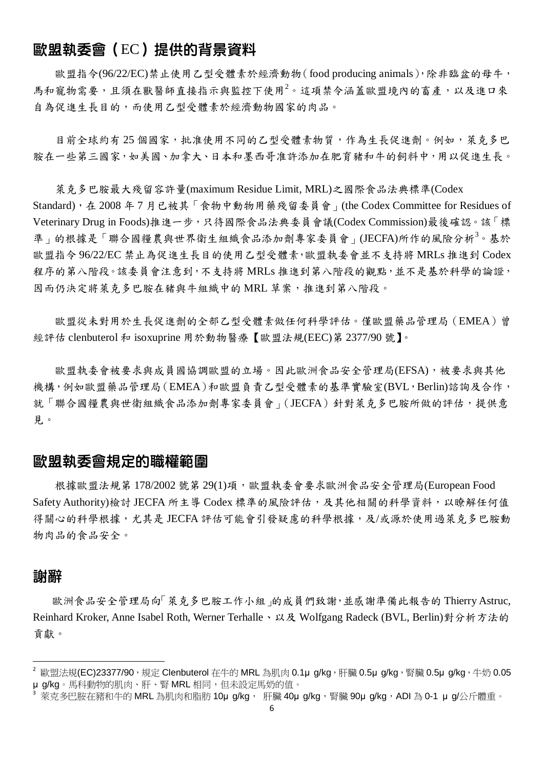## 歐盟執委會（EC）提供的背景資料

歐盟指令(96/22/EC)禁止使用乙型受體素於經濟動物（food producing animals），除非臨盆的母牛，馬和寵物需要，且須在獸醫師直接指示與監控下使用[2]。這項禁令涵蓋歐盟境內的畜產，以及進口來自為促進生長目的，而使用乙型受體素於經濟動物國家的肉品。

目前全球約有 25 個國家，批准使用不同的乙型受體素物質，作為生長促進劑。例如，萊克多巴胺在一些第三國家，如美國、加拿大、日本和墨西哥准許添加在肥育豬和牛的飼料中，用以促進生長。

萊克多巴胺最大殘留容許量(maximum Residue Limit, MRL)之國際食品法典標準(Codex Standard)，在 2008 年 7 月已被其「食物中動物用藥殘留委員會」(the Codex Committee for Residues of Veterinary Drug in Foods)推進一步，只待國際食品法典委員會議(Codex Commission)最後確認。該「標準」的根據是「聯合國糧農與世界衛生組織食品添加劑專家委員會」(JECFA)所作的風險分析[3]。基於歐盟指令 96/22/EC 禁止為促進生長目的使用乙型受體素，歐盟執委會並不支持將 MRLs 推進到 Codex 程序的第八階段。該委員會注意到，不支持將 MRLs 推進到第八階段的觀點，並不是基於科學的論證，因而仍決定將萊克多巴胺在豬與牛組織中的 MRL 草案，推進到第八階段。

歐盟從未對用於生長促進劑的全部乙型受體素做任何科學評估。僅歐盟藥品管理局（EMEA）曾經評估 clenbuterol 和 isoxuprine 用於動物醫療【歐盟法規(EEC)第 2377/90 號】。

歐盟執委會被要求與成員國協調歐盟的立場。因此歐洲食品安全管理局(EFSA)，被要求與其他機構，例如歐盟藥品管理局（EMEA）和歐盟負責乙型受體素的基準實驗室(BVL，Berlin)諮詢及合作，就「聯合國糧農與世衛組織食品添加劑專家委員會」（JECFA）針對萊克多巴胺所做的評估，提供意見。

## 歐盟執委會規定的職權範圍

根據歐盟法規第 178/2002 號第 29(1)項，歐盟執委會要求歐洲食品安全管理局(European Food Safety Authority)檢討 JECFA 所主導 Codex 標準的風險評估，及其他相關的科學資料，以瞭解任何值得關心的科學根據，尤其是 JECFA 評估可能會引發疑慮的科學根據，及/或源於使用過萊克多巴胺動物肉品的食品安全。

## 謝辭

歐洲食品安全管理局向「萊克多巴胺工作小組」的成員們致謝，並感謝準備此報告的 Thierry Astruc, Reinhard Kroker, Anne Isabel Roth, Werner Terhalle、以及 Wolfgang Radeck (BVL, Berlin)對分析方法的貢獻。

---

[2] 歐盟法規(EC)23377/90，規定 Clenbuterol 在牛的 MRL 為肌肉 0.1μ g/kg，肝臟 0.5μ g/kg，腎臟 0.5μ g/kg，牛奶 0.05μ g/kg。馬科動物的肌肉、肝、腎 MRL 相同，但未設定馬奶的值。

[3] 萊克多巴胺在豬和牛的 MRL 為肌肉和脂肪 10μ g/kg， 肝臟 40μ g/kg，腎臟 90μ g/kg，ADI 為 0-1 μ g/公斤體重。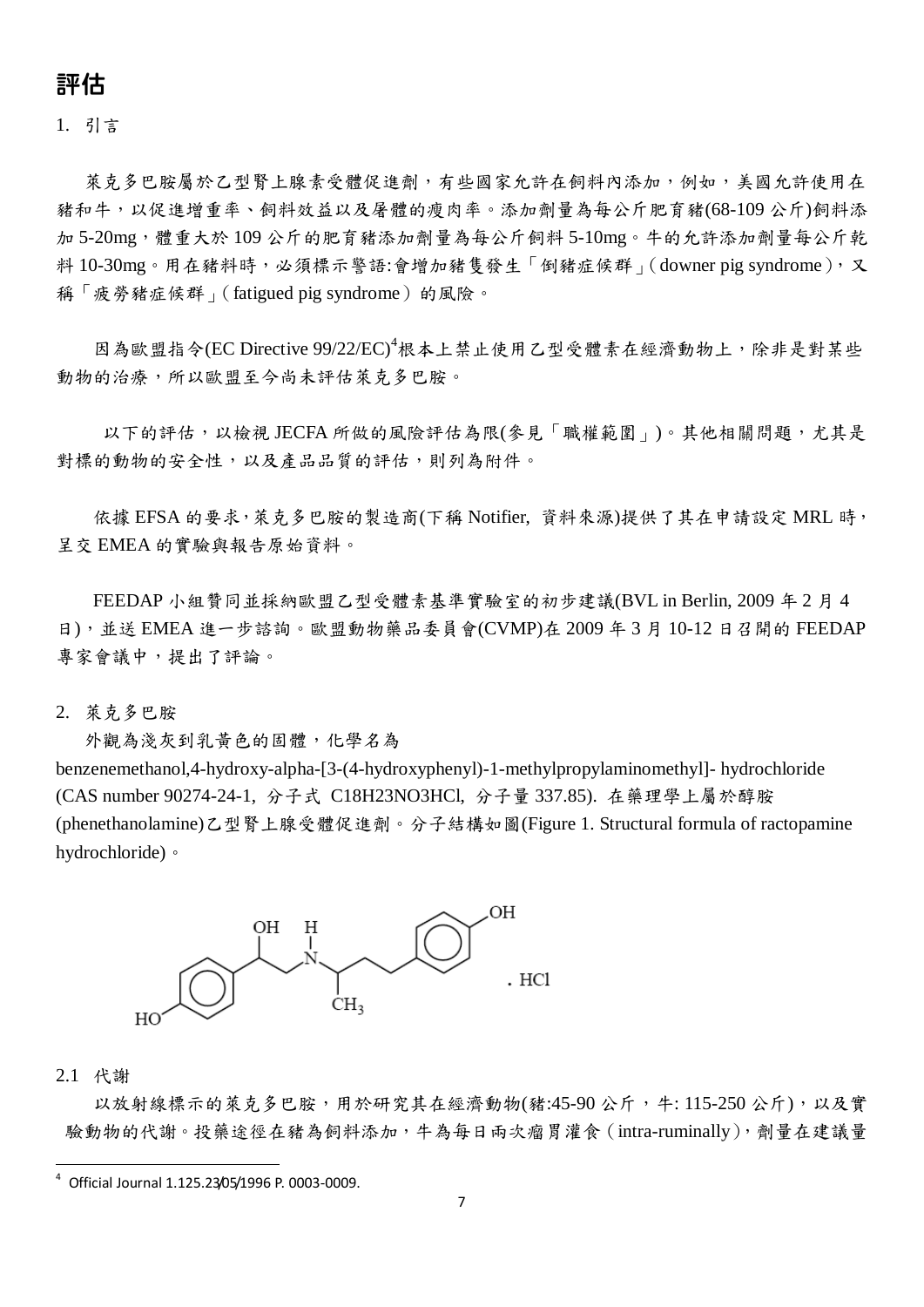# 評估

1. 引言

萊克多巴胺屬於乙型腎上腺素受體促進劑，有些國家允許在飼料內添加，例如，美國允許使用在豬和牛，以促進增重率、飼料效益以及屠體的瘦肉率。添加劑量為每公斤肥育豬(68-109 公斤)飼料添加 5-20mg，體重大於 109 公斤的肥育豬添加劑量為每公斤飼料 5-10mg。牛的允許添加劑量每公斤乾料 10-30mg。用在豬料時，必須標示警語:會增加豬隻發生「倒豬症候群」( downer pig syndrome )，又稱「疲勞豬症候群」( fatigued pig syndrome ) 的風險。

因為歐盟指令(EC Directive 99/22/EC)[4]根本上禁止使用乙型受體素在經濟動物上，除非是對某些動物的治療，所以歐盟至今尚未評估萊克多巴胺。

以下的評估，以檢視 JECFA 所做的風險評估為限(參見「職權範圍」)。其他相關問題，尤其是對標的動物的安全性，以及產品品質的評估，則列為附件。

依據 EFSA 的要求，萊克多巴胺的製造商(下稱 Notifier, 資料來源)提供了其在申請設定 MRL 時，呈交 EMEA 的實驗與報告原始資料。

FEEDAP 小組贊同並採納歐盟乙型受體素基準實驗室的初步建議(BVL in Berlin, 2009 年 2 月 4 日)，並送 EMEA 進一步諮詢。歐盟動物藥品委員會(CVMP)在 2009 年 3 月 10-12 日召開的 FEEDAP 專家會議中，提出了評論。

2. 萊克多巴胺

外觀為淺灰到乳黃色的固體，化學名為 benzenemethanol,4-hydroxy-alpha-[3-(4-hydroxyphenyl)-1-methylpropylaminomethyl]- hydrochloride (CAS number 90274-24-1, 分子式 $C_{18}H_{23}NO_3HCl$, 分子量 337.85). 在藥理學上屬於醇胺(phenethanolamine)乙型腎上腺受體促進劑。分子結構如圖(Figure 1. Structural formula of ractopamine hydrochloride)。

2.1 代謝

以放射線標示的萊克多巴胺，用於研究其在經濟動物(豬:45-90 公斤 ，牛: 115-250 公斤)，以及實驗動物的代謝。投藥途徑在豬為飼料添加，牛為每日兩次瘤胃灌食 ( intra-ruminally )，劑量在建議量

[4] Official Journal 1.125.23/05/1996 P. 0003-0009.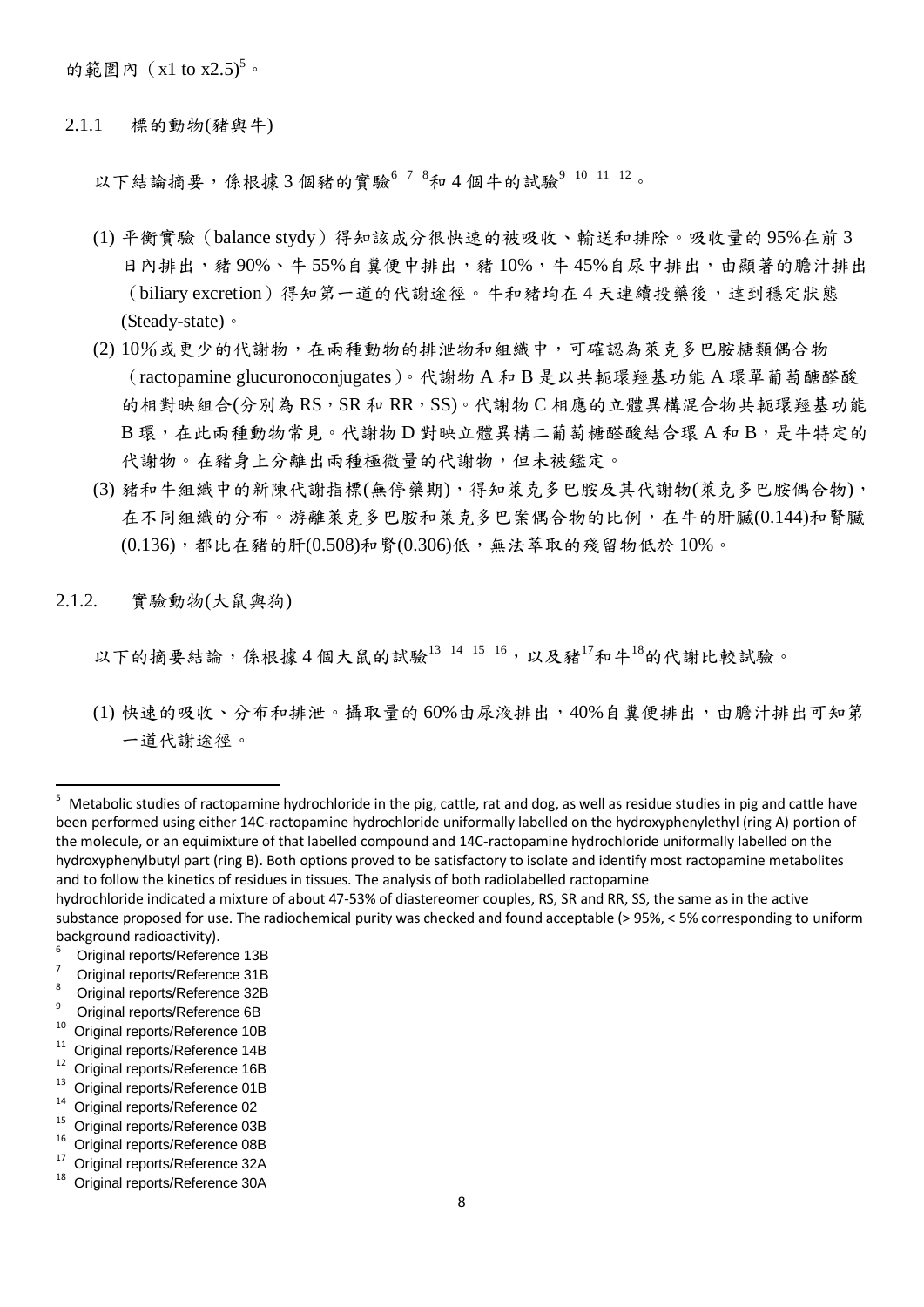的範圍內（x1 to x2.5）[5]。

### 2.1.1 標的動物(豬與牛)

以下結論摘要，係根據 3 個豬的實驗[6 7 8]和 4 個牛的試驗[9 10 11 12]。

(1) 平衡實驗（balance stydy）得知該成分很快速的被吸收、輸送和排除。吸收量的 95%在前 3 日內排出，豬 90%、牛 55%自糞便中排出，豬 10%，牛 45%自尿中排出，由顯著的膽汁排出（biliary excretion）得知第一道的代謝途徑。牛和豬均在 4 天連續投藥後，達到穩定狀態(Steady-state)。

(2) 10％或更少的代謝物，在兩種動物的排泄物和組織中，可確認為萊克多巴胺糖類偶合物（ractopamine glucuronoconjugates）。代謝物 A 和 B 是以共軛環羥基功能 A 環單葡萄醣醛酸的相對映組合(分別為 RS，SR 和 RR，SS)。代謝物 C 相應的立體異構混合物共軛環羥基功能 B 環，在此兩種動物常見。代謝物 D 對映立體異構二葡萄糖醛酸結合環 A 和 B，是牛特定的代謝物。在豬身上分離出兩種極微量的代謝物，但未被鑑定。

(3) 豬和牛組織中的新陳代謝指標(無停藥期)，得知萊克多巴胺及其代謝物(萊克多巴胺偶合物)，在不同組織的分布。游離萊克多巴胺和萊克多巴案偶合物的比例，在牛的肝臟(0.144)和腎臟(0.136)，都比在豬的肝(0.508)和腎(0.306)低，無法萃取的殘留物低於 10%。

### 2.1.2. 實驗動物(大鼠與狗)

以下的摘要結論，係根據 4 個大鼠的試驗[13 14 15 16]，以及豬[17]和牛[18]的代謝比較試驗。

(1) 快速的吸收、分布和排泄。攝取量的 60%由尿液排出，40%自糞便排出，由膽汁排出可知第一道代謝途徑。

---

[5] Metabolic studies of ractopamine hydrochloride in the pig, cattle, rat and dog, as well as residue studies in pig and cattle have been performed using either 14C-ractopamine hydrochloride uniformly labelled on the hydroxyphenylethyl (ring A) portion of the molecule, or an equimixture of that labelled compound and 14C-ractopamine hydrochloride uniformly labelled on the hydroxyphenylbutyl part (ring B). Both options proved to be satisfactory to isolate and identify most ractopamine metabolites and to follow the kinetics of residues in tissues. The analysis of both radiolabelled ractopamine hydrochloride indicated a mixture of about 47-53% of diastereomer couples, RS, SR and RR, SS, the same as in the active substance proposed for use. The radiochemical purity was checked and found acceptable (> 95%, < 5% corresponding to uniform background radioactivity).

[6] Original reports/Reference 13B

[7] Original reports/Reference 31B

[8] Original reports/Reference 32B

[9] Original reports/Reference 6B

[10] Original reports/Reference 10B

[11] Original reports/Reference 14B

[12] Original reports/Reference 16B

[13] Original reports/Reference 01B

[14] Original reports/Reference 02

[15] Original reports/Reference 03B

[16] Original reports/Reference 08B

[17] Original reports/Reference 32A

[18] Original reports/Reference 30A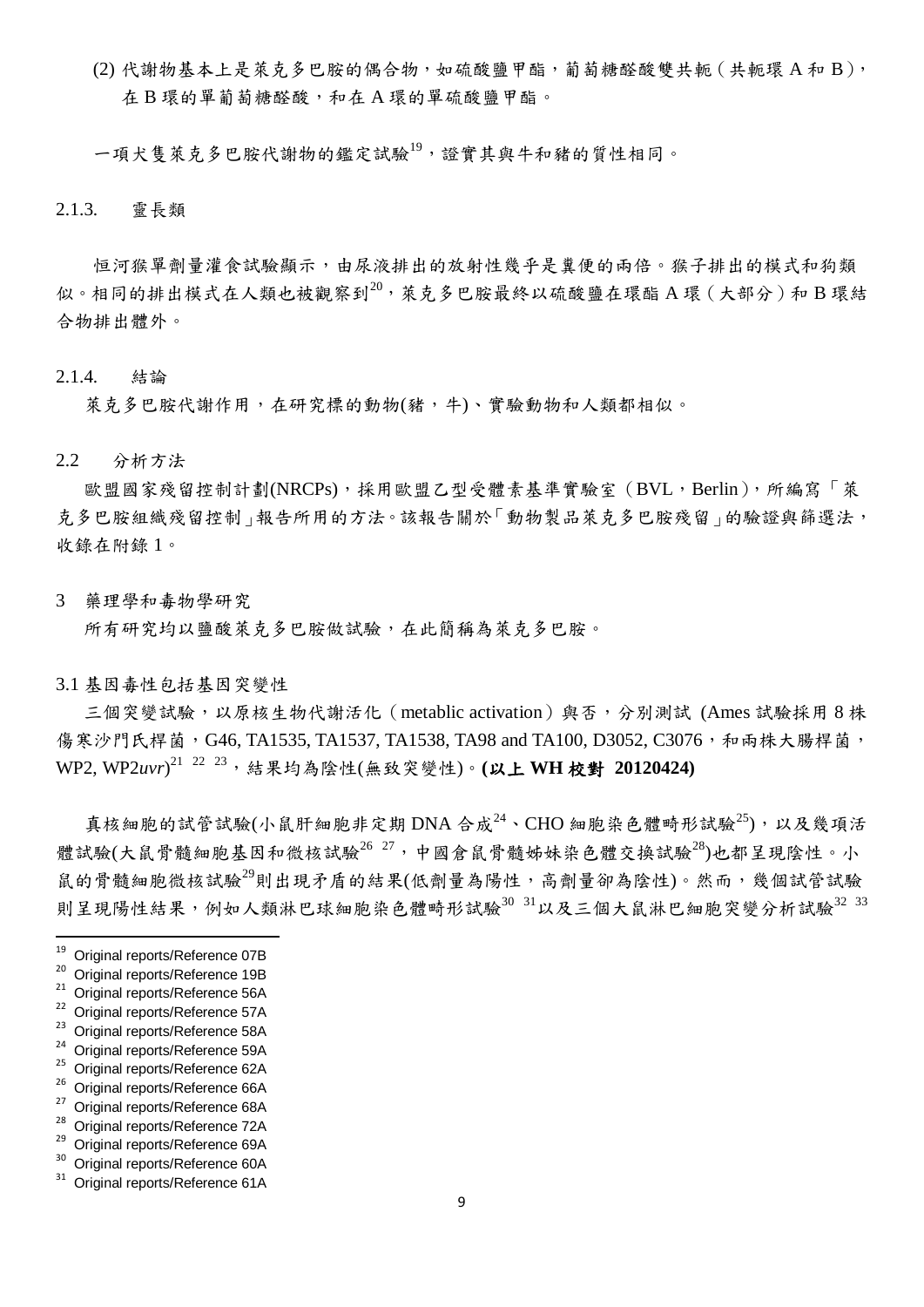(2) 代謝物基本上是萊克多巴胺的偶合物，如硫酸鹽甲酯，葡萄糖醛酸雙共軛（共軛環 A 和 B），在 B 環的單葡萄糖醛酸，和在 A 環的單硫酸鹽甲酯。

一項犬隻萊克多巴胺代謝物的鑑定試驗[19]，證實其與牛和豬的質性相同。

### 2.1.3. 靈長類

恒河猴單劑量灌食試驗顯示，由尿液排出的放射性幾乎是糞便的兩倍。猴子排出的模式和狗類似。相同的排出模式在人類也被觀察到[20]，萊克多巴胺最終以硫酸鹽在環酯 A 環（大部分）和 B 環結合物排出體外。

### 2.1.4. 結論

萊克多巴胺代謝作用，在研究標的動物(豬，牛)、實驗動物和人類都相似。

## 2.2 分析方法

歐盟國家殘留控制計劃(NRCPs)，採用歐盟乙型受體素基準實驗室（BVL，Berlin），所編寫「萊克多巴胺組織殘留控制」報告所用的方法。該報告關於「動物製品萊克多巴胺殘留」的驗證與篩選法，收錄在附錄 1。

# 3 藥理學和毒物學研究

所有研究均以鹽酸萊克多巴胺做試驗，在此簡稱為萊克多巴胺。

## 3.1 基因毒性包括基因突變性

三個突變試驗，以原核生物代謝活化（metablic activation）與否，分別測試 (Ames 試驗採用 8 株傷寒沙門氏桿菌，G46, TA1535, TA1537, TA1538, TA98 and TA100, D3052, C3076，和兩株大腸桿菌，WP2, WP2*uvr*)[21] [22] [23]，結果均為陰性(無致突變性)。**(以上 WH 校對 20120424)**

真核細胞的試管試驗(小鼠肝細胞非定期 DNA 合成[24]、CHO 細胞染色體畸形試驗[25])，以及幾項活體試驗(大鼠骨髓細胞基因和微核試驗[26] [27]，中國倉鼠骨髓姊妹染色體交換試驗[28])也都呈現陰性。小鼠的骨髓細胞微核試驗[29]則出現矛盾的結果(低劑量為陽性，高劑量卻為陰性)。然而，幾個試管試驗則呈現陽性結果，例如人類淋巴球細胞染色體畸形試驗[30] [31]以及三個大鼠淋巴細胞突變分析試驗[32] [33]

---

[19] Original reports/Reference 07B
[20] Original reports/Reference 19B
[21] Original reports/Reference 56A
[22] Original reports/Reference 57A
[23] Original reports/Reference 58A
[24] Original reports/Reference 59A
[25] Original reports/Reference 62A
[26] Original reports/Reference 66A
[27] Original reports/Reference 68A
[28] Original reports/Reference 72A
[29] Original reports/Reference 69A
[30] Original reports/Reference 60A
[31] Original reports/Reference 61A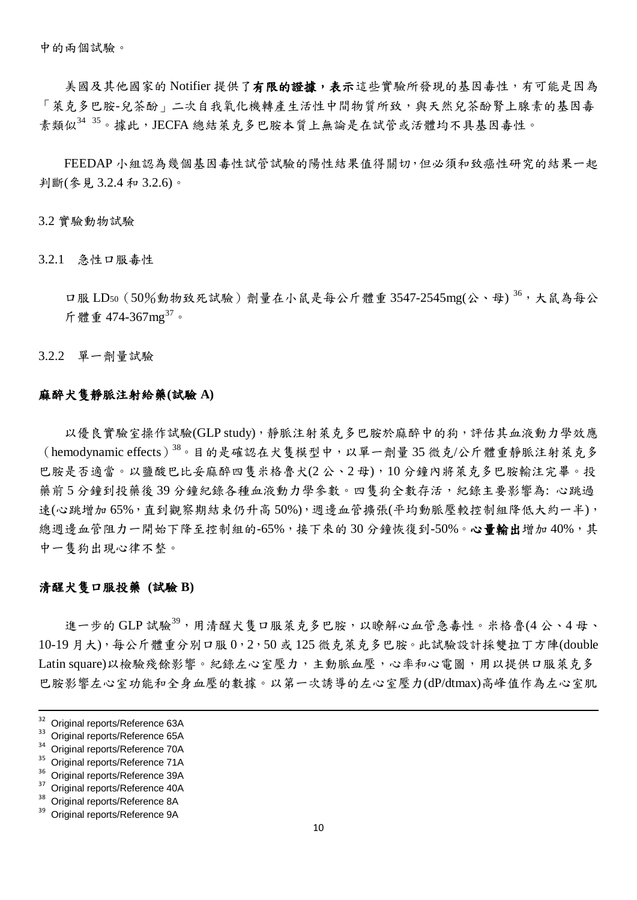中的兩個試驗。

美國及其他國家的 Notifier 提供了**有限的證據，表示**這些實驗所發現的基因毒性，有可能是因為「萊克多巴胺-兒茶酚」二次自我氧化機轉產生活性中間物質所致，與天然兒茶酚腎上腺素的基因毒素類似[34] [35]。據此，JECFA 總結萊克多巴胺本質上無論是在試管或活體均不具基因毒性。

FEEDAP 小組認為幾個基因毒性試管試驗的陽性結果值得關切，但必須和致癌性研究的結果一起判斷(參見 3.2.4 和 3.2.6)。

3.2 實驗動物試驗

3.2.1 急性口服毒性

口服 $LD_{50}$（50％動物致死試驗）劑量在小鼠是每公斤體重 3547-2545mg(公、母) [36]，大鼠為每公斤體重 474-367mg[37]。

3.2.2 單一劑量試驗

**麻醉犬隻靜脈注射給藥(試驗 A)**

以優良實驗室操作試驗(GLP study)，靜脈注射萊克多巴胺於麻醉中的狗，評估其血液動力學效應（hemodynamic effects）[38]。目的是確認在犬隻模型中，以單一劑量 35 微克/公斤體重靜脈注射萊克多巴胺是否適當。以鹽酸巴比妥麻醉四隻米格魯犬(2 公、2 母)，10 分鐘內將萊克多巴胺輸注完畢。投藥前 5 分鐘到投藥後 39 分鐘紀錄各種血液動力學參數。四隻狗全數存活，紀錄主要影響為: 心跳過速(心跳增加 65%，直到觀察期結束仍升高 50%)，週邊血管擴張(平均動脈壓較控制組降低大約一半)，總週邊血管阻力一開始下降至控制組的-65%，接下來的 30 分鐘恢復到-50%。**心量輸出**增加 40%，其中一隻狗出現心律不整。

**清醒犬隻口服投藥 (試驗 B)**

進一步的 GLP 試驗[39]，用清醒犬隻口服萊克多巴胺，以瞭解心血管急毒性。米格魯(4 公、4 母、10-19 月大)，每公斤體重分別口服 0，2，50 或 125 微克萊克多巴胺。此試驗設計採雙拉丁方陣(double Latin square)以檢驗殘餘影響。紀錄左心室壓力，主動脈血壓，心率和心電圖，用以提供口服萊克多巴胺影響左心室功能和全身血壓的數據。以第一次誘導的左心室壓力(dP/dtmax)高峰值作為左心室肌

---

[32] Original reports/Reference 63A
[33] Original reports/Reference 65A
[34] Original reports/Reference 70A
[35] Original reports/Reference 71A
[36] Original reports/Reference 39A
[37] Original reports/Reference 40A
[38] Original reports/Reference 8A
[39] Original reports/Reference 9A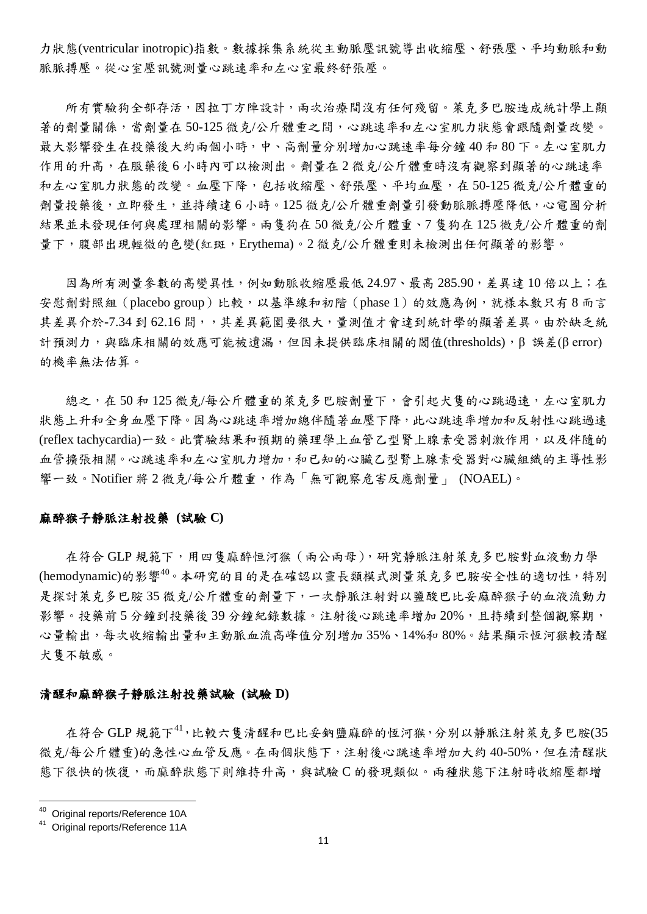力狀態(ventricular inotropic)指數。數據採集系統從主動脈壓訊號導出收縮壓、舒張壓、平均動脈和動脈脈搏壓。從心室壓訊號測量心跳速率和左心室最終舒張壓。

所有實驗狗全部存活，因拉丁方陣設計，兩次治療間沒有任何殘留。萊克多巴胺造成統計學上顯著的劑量關係，當劑量在 50-125 微克/公斤體重之間，心跳速率和左心室肌力狀態會跟隨劑量改變。最大影響發生在投藥後大約兩個小時，中、高劑量分別增加心跳速率每分鐘 40 和 80 下。左心室肌力作用的升高，在服藥後 6 小時內可以檢測出。劑量在 2 微克/公斤體重時沒有觀察到顯著的心跳速率和左心室肌力狀態的改變。血壓下降，包括收縮壓、舒張壓、平均血壓，在 50-125 微克/公斤體重的劑量投藥後，立即發生，並持續達 6 小時。125 微克/公斤體重劑量引發動脈脈搏壓降低，心電圖分析結果並未發現任何與處理相關的影響。兩隻狗在 50 微克/公斤體重、7 隻狗在 125 微克/公斤體重的劑量下，腹部出現輕微的色變(紅斑，Erythema)。2 微克/公斤體重則未檢測出任何顯著的影響。

因為所有測量參數的高變異性，例如動脈收縮壓最低 24.97、最高 285.90，差異達 10 倍以上；在安慰劑對照組（placebo group）比較，以基準線和初階（phase 1）的效應為例，就樣本數只有 8 而言其差異介於-7.34 到 62.16 間，，其差異範圍要很大，量測值才會達到統計學的顯著差異。由於缺乏統計預測力，與臨床相關的效應可能被遺漏，但因未提供臨床相關的閾值(thresholds)，β 誤差(β error)的機率無法估算。

總之，在 50 和 125 微克/每公斤體重的萊克多巴胺劑量下，會引起犬隻的心跳過速，左心室肌力狀態上升和全身血壓下降。因為心跳速率增加總伴隨著血壓下降，此心跳速率增加和反射性心跳過速(reflex tachycardia)一致。此實驗結果和預期的藥理學上血管乙型腎上腺素受器刺激作用，以及伴隨的血管擴張相關。心跳速率和左心室肌力增加，和已知的心臟乙型腎上腺素受器對心臟組織的主導性影響一致。Notifier 將 2 微克/每公斤體重，作為「無可觀察危害反應劑量」 (NOAEL)。

### 麻醉猴子靜脈注射投藥 (試驗 C)

在符合 GLP 規範下，用四隻麻醉恒河猴（兩公兩母），研究靜脈注射萊克多巴胺對血液動力學(hemodynamic)的影響[40]。本研究的目的是在確認以靈長類模式測量萊克多巴胺安全性的適切性，特別是探討萊克多巴胺 35 微克/公斤體重的劑量下，一次靜脈注射對以鹽酸巴比妥麻醉猴子的血液流動力影響。投藥前 5 分鐘到投藥後 39 分鐘紀錄數據。注射後心跳速率增加 20%，且持續到整個觀察期，心量輸出，每次收縮輸出量和主動脈血流高峰值分別增加 35%、14%和 80%。結果顯示恒河猴較清醒犬隻不敏感。

### 清醒和麻醉猴子靜脈注射投藥試驗 (試驗 D)

在符合 GLP 規範下[41]，比較六隻清醒和巴比妥鈉鹽麻醉的恆河猴，分別以靜脈注射萊克多巴胺(35 微克/每公斤體重)的急性心血管反應。在兩個狀態下，注射後心跳速率增加大約 40-50%，但在清醒狀態下很快的恢復，而麻醉狀態下則維持升高，與試驗 C 的發現類似。兩種狀態下注射時收縮壓都增

---

[40] Original reports/Reference 10A

[41] Original reports/Reference 11A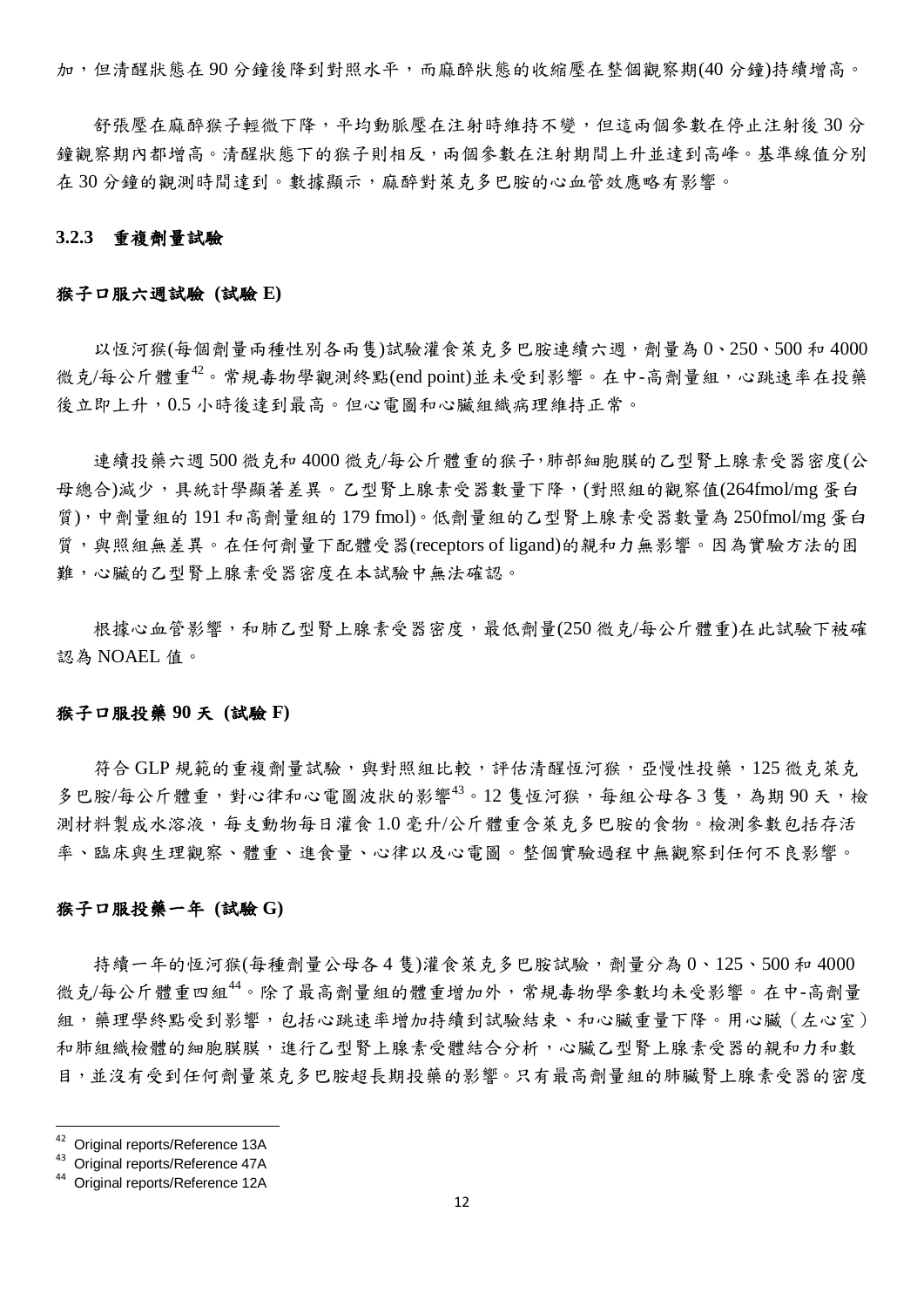加，但清醒狀態在 90 分鐘後降到對照水平，而麻醉狀態的收縮壓在整個觀察期(40 分鐘)持續增高。

舒張壓在麻醉猴子輕微下降，平均動脈壓在注射時維持不變，但這兩個參數在停止注射後 30 分鐘觀察期內都增高。清醒狀態下的猴子則相反，兩個參數在注射期間上升並達到高峰。基準線值分別在 30 分鐘的觀測時間達到。數據顯示，麻醉對萊克多巴胺的心血管效應略有影響。

### 3.2.3 重複劑量試驗

**猴子口服六週試驗 (試驗 E)**

以恆河猴(每個劑量兩種性別各兩隻)試驗灌食萊克多巴胺連續六週，劑量為 0、250、500 和 4000 微克/每公斤體重[42]。常規毒物學觀測終點(end point)並未受到影響。在中-高劑量組，心跳速率在投藥後立即上升，0.5 小時後達到最高。但心電圖和心臟組織病理維持正常。

連續投藥六週 500 微克和 4000 微克/每公斤體重的猴子,肺部細胞膜的乙型腎上腺素受器密度(公母總合)減少，具統計學顯著差異。乙型腎上腺素受器數量下降，(對照組的觀察值(264fmol/mg 蛋白質)，中劑量組的 191 和高劑量組的 179 fmol)。低劑量組的乙型腎上腺素受器數量為 250fmol/mg 蛋白質，與照組無差異。在任何劑量下配體受器(receptors of ligand)的親和力無影響。因為實驗方法的困難，心臟的乙型腎上腺素受器密度在本試驗中無法確認。

根據心血管影響，和肺乙型腎上腺素受器密度，最低劑量(250 微克/每公斤體重)在此試驗下被確認為 NOAEL 值。

**猴子口服投藥 90 天 (試驗 F)**

符合 GLP 規範的重複劑量試驗，與對照組比較，評估清醒恆河猴，亞慢性投藥，125 微克萊克多巴胺/每公斤體重，對心律和心電圖波狀的影響[43]。12 隻恆河猴，每組公母各 3 隻，為期 90 天，檢測材料製成水溶液，每支動物每日灌食 1.0 毫升/公斤體重含萊克多巴胺的食物。檢測參數包括存活率、臨床與生理觀察、體重、進食量、心律以及心電圖。整個實驗過程中無觀察到任何不良影響。

**猴子口服投藥一年 (試驗 G)**

持續一年的恆河猴(每種劑量公母各 4 隻)灌食萊克多巴胺試驗，劑量分為 0、125、500 和 4000 微克/每公斤體重四組[44]。除了最高劑量組的體重增加外，常規毒物學參數均未受影響。在中-高劑量組，藥理學終點受到影響，包括心跳速率增加持續到試驗結束、和心臟重量下降。用心臟（左心室）和肺組織檢體的細胞膜膜，進行乙型腎上腺素受體結合分析，心臟乙型腎上腺素受器的親和力和數目，並沒有受到任何劑量萊克多巴胺超長期投藥的影響。只有最高劑量組的肺臟腎上腺素受器的密度

---

[42] Original reports/Reference 13A

[43] Original reports/Reference 47A

[44] Original reports/Reference 12A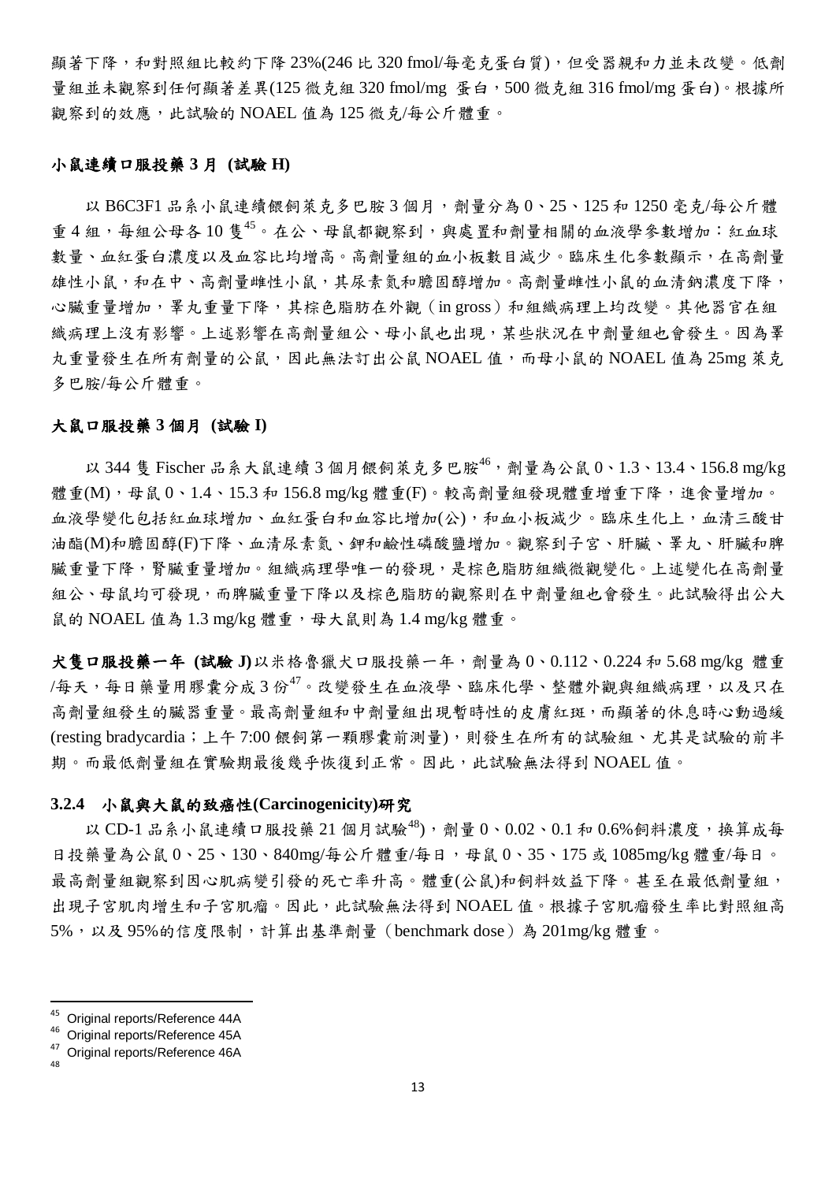顯著下降，和對照組比較約下降 23%(246 比 320 fmol/每毫克蛋白質)，但受器親和力並未改變。低劑量組並未觀察到任何顯著差異(125 微克組 320 fmol/mg 蛋白，500 微克組 316 fmol/mg 蛋白)。根據所觀察到的效應，此試驗的 NOAEL 值為 125 微克/每公斤體重。

#### 小鼠連續口服投藥 3 月 (試驗 H)

以 B6C3F1 品系小鼠連續餵飼萊克多巴胺 3 個月，劑量分為 0、25、125 和 1250 毫克/每公斤體重 4 組，每組公母各 10 隻[45]。在公、母鼠都觀察到，與處置和劑量相關的血液學參數增加：紅血球數量、血紅蛋白濃度以及血容比均增高。高劑量組的血小板數目減少。臨床生化參數顯示，在高劑量雄性小鼠，和在中、高劑量雌性小鼠，其尿素氮和膽固醇增加。高劑量雌性小鼠的血清鈉濃度下降，心臟重量增加，睪丸重量下降，其棕色脂肪在外觀（in gross）和組織病理上均改變。其他器官在組織病理上沒有影響。上述影響在高劑量組公、母小鼠也出現，某些狀況在中劑量組也會發生。因為睪丸重量發生在所有劑量的公鼠，因此無法訂出公鼠 NOAEL 值，而母小鼠的 NOAEL 值為 25mg 萊克多巴胺/每公斤體重。

#### 大鼠口服投藥 3 個月 (試驗 I)

以 344 隻 Fischer 品系大鼠連續 3 個月餵飼萊克多巴胺[46]，劑量為公鼠 0、1.3、13.4、156.8 mg/kg 體重(M)，母鼠 0、1.4、15.3 和 156.8 mg/kg 體重(F)。較高劑量組發現體重增重下降，進食量增加。血液學變化包括紅血球增加、血紅蛋白和血容比增加(公)，和血小板減少。臨床生化上，血清三酸甘油酯(M)和膽固醇(F)下降、血清尿素氮、鉀和鹼性磷酸鹽增加。觀察到子宮、肝臟、睪丸、肝臟和脾臟重量下降，腎臟重量增加。組織病理學唯一的發現，是棕色脂肪組織微觀變化。上述變化在高劑量組公、母鼠均可發現，而脾臟重量下降以及棕色脂肪的觀察則在中劑量組也會發生。此試驗得出公大鼠的 NOAEL 值為 1.3 mg/kg 體重，母大鼠則為 1.4 mg/kg 體重。

**犬隻口服投藥一年 (試驗 J)**以米格魯獵犬口服投藥一年，劑量為 0、0.112、0.224 和 5.68 mg/kg 體重/每天，每日藥量用膠囊分成 3 份[47]。改變發生在血液學、臨床化學、整體外觀與組織病理，以及只在高劑量組發生的臟器重量。最高劑量組和中劑量組出現暫時性的皮膚紅斑，而顯著的休息時心動過緩(resting bradycardia；上午 7:00 餵飼第一顆膠囊前測量)，則發生在所有的試驗組、尤其是試驗的前半期。而最低劑量組在實驗期最後幾乎恢復到正常。因此，此試驗無法得到 NOAEL 值。

### 3.2.4 小鼠與大鼠的致癌性(Carcinogenicity)研究

以 CD-1 品系小鼠連續口服投藥 21 個月試驗[48])，劑量 0、0.02、0.1 和 0.6%飼料濃度，換算成每日投藥量為公鼠 0、25、130、840mg/每公斤體重/每日，母鼠 0、35、175 或 1085mg/kg 體重/每日。最高劑量組觀察到因心肌病變引發的死亡率升高。體重(公鼠)和飼料效益下降。甚至在最低劑量組，出現子宮肌肉增生和子宮肌瘤。因此，此試驗無法得到 NOAEL 值。根據子宮肌瘤發生率比對照組高 5%，以及 95%的信度限制，計算出基準劑量（benchmark dose）為 201mg/kg 體重。

---

[45] Original reports/Reference 44A

[46] Original reports/Reference 45A

[47] Original reports/Reference 46A

[48]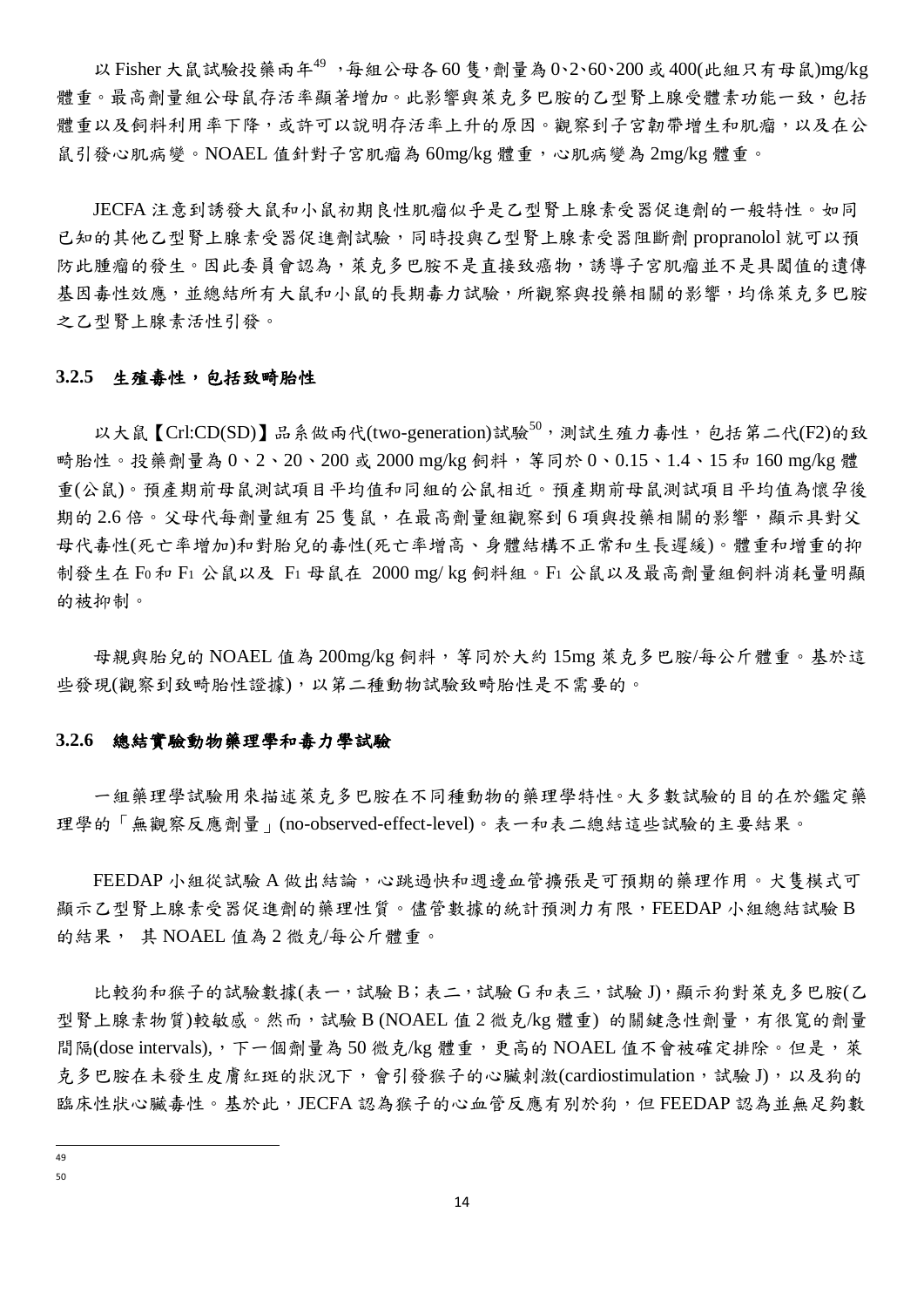以 Fisher 大鼠試驗投藥兩年[49]，每組公母各 60 隻，劑量為 0、2、60、200 或 400(此組只有母鼠)mg/kg 體重。最高劑量組公母鼠存活率顯著增加。此影響與萊克多巴胺的乙型腎上腺受體素功能一致，包括體重以及飼料利用率下降，或許可以說明存活率上升的原因。觀察到子宮韌帶增生和肌瘤，以及在公鼠引發心肌病變。NOAEL 值針對子宮肌瘤為 60mg/kg 體重，心肌病變為 2mg/kg 體重。

JECFA 注意到誘發大鼠和小鼠初期良性肌瘤似乎是乙型腎上腺素受器促進劑的一般特性。如同已知的其他乙型腎上腺素受器促進劑試驗，同時投與乙型腎上腺素受器阻斷劑 propranolol 就可以預防此腫瘤的發生。因此委員會認為，萊克多巴胺不是直接致癌物，誘導子宮肌瘤並不是具閾值的遺傳基因毒性效應，並總結所有大鼠和小鼠的長期毒力試驗，所觀察與投藥相關的影響，均係萊克多巴胺之乙型腎上腺素活性引發。

### 3.2.5 生殖毒性，包括致畸胎性

以大鼠【Crl:CD(SD)】品系做兩代(two-generation)試驗[50]，測試生殖力毒性，包括第二代(F2)的致畸胎性。投藥劑量為 0、2、20、200 或 2000 mg/kg 飼料，等同於 0、0.15、1.4、15 和 160 mg/kg 體重(公鼠)。預產期前母鼠測試項目平均值和同組的公鼠相近。預產期前母鼠測試項目平均值為懷孕後期的 2.6 倍。父母代每劑量組有 25 隻鼠，在最高劑量組觀察到 6 項與投藥相關的影響，顯示具對父母代毒性(死亡率增加)和對胎兒的毒性(死亡率增高、身體結構不正常和生長遲緩)。體重和增重的抑制發生在 $F_0$ 和 $F_1$ 公鼠以及 $F_1$ 母鼠在 2000 mg/ kg 飼料組。$F_1$ 公鼠以及最高劑量組飼料消耗量明顯的被抑制。

母親與胎兒的 NOAEL 值為 200mg/kg 飼料，等同於大約 15mg 萊克多巴胺/每公斤體重。基於這些發現(觀察到致畸胎性證據)，以第二種動物試驗致畸胎性是不需要的。

### 3.2.6 總結實驗動物藥理學和毒力學試驗

一組藥理學試驗用來描述萊克多巴胺在不同種動物的藥理學特性。大多數試驗的目的在於鑑定藥理學的「無觀察反應劑量」(no-observed-effect-level)。表一和表二總結這些試驗的主要結果。

FEEDAP 小組從試驗 A 做出結論，心跳過快和週邊血管擴張是可預期的藥理作用。犬隻模式可顯示乙型腎上腺素受器促進劑的藥理性質。儘管數據的統計預測力有限，FEEDAP 小組總結試驗 B 的結果， 其 NOAEL 值為 2 微克/每公斤體重。

比較狗和猴子的試驗數據(表一，試驗 B；表二，試驗 G 和表三，試驗 J)，顯示狗對萊克多巴胺(乙型腎上腺素物質)較敏感。然而，試驗 B (NOAEL 值 2 微克/kg 體重) 的關鍵急性劑量，有很寬的劑量間隔(dose intervals),，下一個劑量為 50 微克/kg 體重，更高的 NOAEL 值不會被確定排除。但是，萊克多巴胺在未發生皮膚紅斑的狀況下，會引發猴子的心臟刺激(cardiostimulation，試驗 J)，以及狗的臨床性狀心臟毒性。基於此，JECFA 認為猴子的心血管反應有別於狗，但 FEEDAP 認為並無足夠數

49

50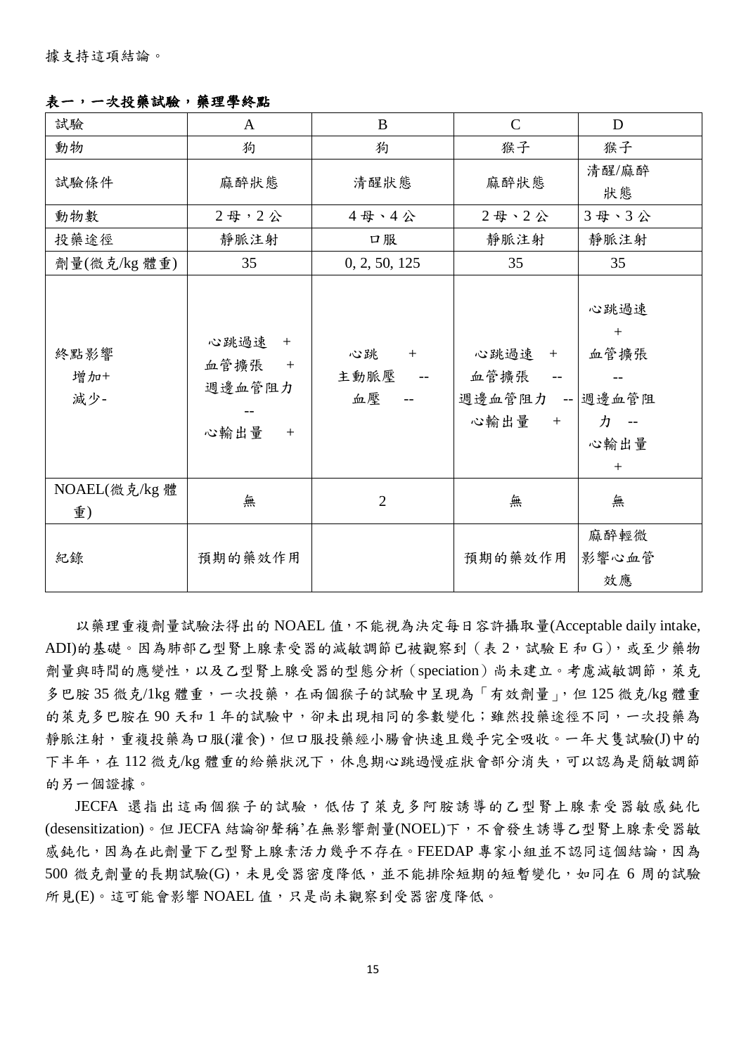據支持這項結論。

**表一，一次投藥試驗，藥理學終點**

| 試驗 | A | B | C | D |
|---|---|---|---|---|
| 動物 | 狗 | 狗 | 猴子 | 猴子 |
| 試驗條件 | 麻醉狀態 | 清醒狀態 | 麻醉狀態 | 清醒/麻醉狀態 |
| 動物數 | 2 母，2 公 | 4 母、4 公 | 2 母、2 公 | 3 母、3 公 |
| 投藥途徑 | 靜脈注射 | 口服 | 靜脈注射 | 靜脈注射 |
| 劑量(微克/kg 體重) | 35 | 0, 2, 50, 125 | 35 | 35 |
| 終點影響<br>增加+<br>減少- | 心跳過速 +<br>血管擴張 +<br>週邊血管阻力 --<br>心輸出量 + | 心跳 +<br>主動脈壓 --<br>血壓 -- | 心跳過速 +<br>血管擴張 --<br>週邊血管阻力 --<br>心輸出量 + | 心跳過速 +<br>血管擴張 --<br>週邊血管阻力 --<br>心輸出量 + |
| NOAEL(微克/kg 體重) | 無 | 2 | 無 | 無 |
| 紀錄 | 預期的藥效作用 | | 預期的藥效作用 | 麻醉輕微影響心血管效應 |

以藥理重複劑量試驗法得出的 NOAEL 值，不能視為決定每日容許攝取量(Acceptable daily intake, ADI)的基礎。因為肺部乙型腎上腺素受器的減敏調節已被觀察到（表 2，試驗 E 和 G），或至少藥物劑量與時間的應變性，以及乙型腎上腺受器的型態分析（speciation）尚未建立。考慮減敏調節，萊克多巴胺 35 微克/1kg 體重，一次投藥，在兩個猴子的試驗中呈現為「有效劑量」，但 125 微克/kg 體重的萊克多巴胺在 90 天和 1 年的試驗中，卻未出現相同的參數變化；雖然投藥途徑不同，一次投藥為靜脈注射，重複投藥為口服(灌食)，但口服投藥經小腸會快速且幾乎完全吸收。一年犬隻試驗(J)中的下半年，在 112 微克/kg 體重的給藥狀況下，休息期心跳過慢症狀會部分消失，可以認為是簡敏調節的另一個證據。

JECFA 還指出這兩個猴子的試驗，低估了萊克多阿胺誘導的乙型腎上腺素受器敏感鈍化(desensitization)。但 JECFA 結論卻聲稱'在無影響劑量(NOEL)下，不會發生誘導乙型腎上腺素受器敏感鈍化，因為在此劑量下乙型腎上腺素活力幾乎不存在。FEEDAP 專家小組並不認同這個結論，因為 500 微克劑量的長期試驗(G)，未見受器密度降低，並不能排除短期的短暫變化，如同在 6 周的試驗所見(E)。這可能會影響 NOAEL 值，只是尚未觀察到受器密度降低。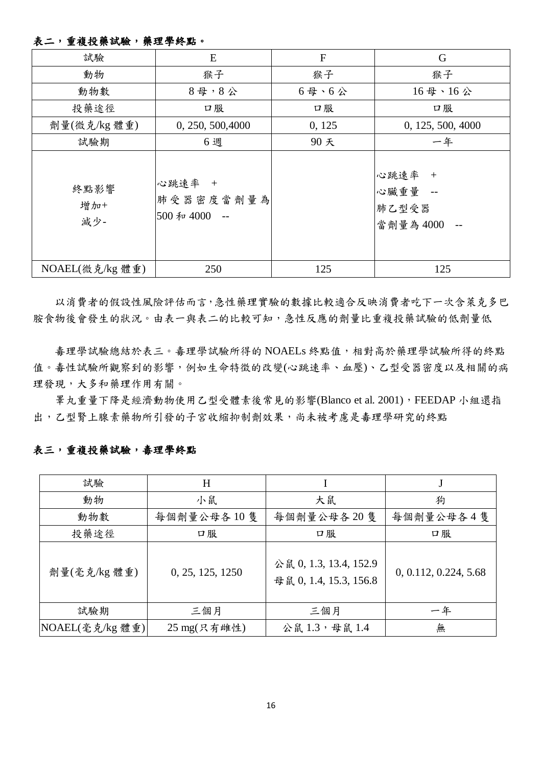**表二，重複投藥試驗，藥理學終點。**

| 試驗 | E | F | G |
|---|---|---|---|
| 動物 | 猴子 | 猴子 | 猴子 |
| 動物數 | 8 母，8 公 | 6 母、6 公 | 16 母、16 公 |
| 投藥途徑 | 口服 | 口服 | 口服 |
| 劑量(微克/kg 體重) | 0, 250, 500,4000 | 0, 125 | 0, 125, 500, 4000 |
| 試驗期 | 6 週 | 90 天 | 一年 |
| 終點影響<br>增加+<br>減少- | 心跳速率 +<br>肺受器密度當劑量為 500 和 4000 -- | | 心跳速率 +<br>心臟重量 --<br>肺乙型受器<br>當劑量為 4000 -- |
| NOAEL(微克/kg 體重) | 250 | 125 | 125 |

以消費者的假設性風險評估而言，急性藥理實驗的數據比較適合反映消費者吃下一次含萊克多巴胺食物後會發生的狀況。由表一與表二的比較可知，急性反應的劑量比重複投藥試驗的低劑量低

毒理學試驗總結於表三。毒理學試驗所得的 NOAELs 終點值，相對高於藥理學試驗所得的終點值。毒性試驗所觀察到的影響，例如生命特徵的改變(心跳速率、血壓)、乙型受器密度以及相關的病理發現，大多和藥理作用有關。

睪丸重量下降是經濟動物使用乙型受體素後常見的影響(Blanco et al. 2001)，FEEDAP 小組還指出，乙型腎上腺素藥物所引發的子宮收縮抑制劑效果，尚未被考慮是毒理學研究的終點

**表三，重複投藥試驗，毒理學終點**

| 試驗 | H | I | J |
|---|---|---|---|
| 動物 | 小鼠 | 大鼠 | 狗 |
| 動物數 | 每個劑量公母各 10 隻 | 每個劑量公母各 20 隻 | 每個劑量公母各 4 隻 |
| 投藥途徑 | 口服 | 口服 | 口服 |
| 劑量(毫克/kg 體重) | 0, 25, 125, 1250 | 公鼠 0, 1.3, 13.4, 152.9<br>母鼠 0, 1.4, 15.3, 156.8 | 0, 0.112, 0.224, 5.68 |
| 試驗期 | 三個月 | 三個月 | 一年 |
| NOAEL(毫克/kg 體重) | 25 mg(只有雌性) | 公鼠 1.3，母鼠 1.4 | 無 |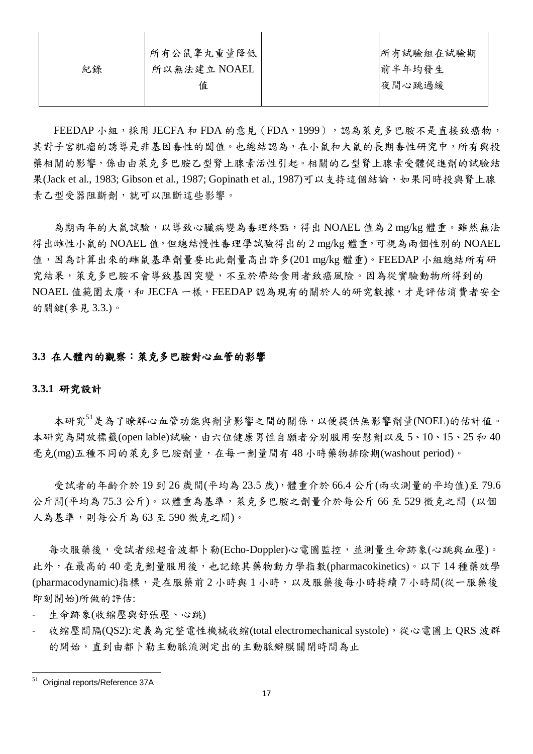| 紀錄 | 所有公鼠睪丸重量降低所以無法建立 NOAEL 值 | | 所有試驗組在試驗期前半年均發生夜間心跳過緩 |
|---|---|---|---|

FEEDAP 小組，採用 JECFA 和 FDA 的意見（FDA，1999），認為萊克多巴胺不是直接致癌物，其對子宮肌瘤的誘導是非基因毒性的閾值。也總結認為，在小鼠和大鼠的長期毒性研究中，所有與投藥相關的影響，係由由萊克多巴胺乙型腎上腺素活性引起。相關的乙型腎上腺素受體促進劑的試驗結果(Jack et al., 1983; Gibson et al., 1987; Gopinath et al., 1987)可以支持這個結論，如果同時投與腎上腺素乙型受器阻斷劑，就可以阻斷這些影響。

為期兩年的大鼠試驗，以導致心臟病變為毒理終點，得出 NOAEL 值為 2 mg/kg 體重。雖然無法得出雌性小鼠的 NOAEL 值，但總結慢性毒理學試驗得出的 2 mg/kg 體重，可視為兩個性別的 NOAEL 值，因為計算出來的雌鼠基準劑量要比此劑量高出許多(201 mg/kg 體重)。FEEDAP 小組總結所有研究結果，萊克多巴胺不會導致基因突變，不至於帶給食用者致癌風險。因為從實驗動物所得到的 NOAEL 值範圍太廣，和 JECFA 一樣，FEEDAP 認為現有的關於人的研究數據，才是評估消費者安全的關鍵(參見 3.3.)。

## 3.3 在人體內的觀察：萊克多巴胺對心血管的影響

### 3.3.1 研究設計

本研究[51]是為了瞭解心血管功能與劑量影響之間的關係，以便提供無影響劑量(NOEL)的估計值。本研究為開放標籤(open lable)試驗，由六位健康男性自願者分別服用安慰劑以及 5、10、15、25 和 40 毫克(mg)五種不同的萊克多巴胺劑量，在每一劑量間有 48 小時藥物排除期(washout period)。

受試者的年齡介於 19 到 26 歲間(平均為 23.5 歲)，體重介於 66.4 公斤(兩次測量的平均值)至 79.6 公斤間(平均為 75.3 公斤)。以體重為基準，萊克多巴胺之劑量介於每公斤 66 至 529 微克之間 (以個人為基準，則每公斤為 63 至 590 微克之間)。

每次服藥後，受試者經超音波都卜勒(Echo-Doppler)心電圖監控，並測量生命跡象(心跳與血壓)。此外，在最高的 40 毫克劑量服用後，也記錄其藥物動力學指數(pharmacokinetics)。以下 14 種藥效學(pharmacodynamic)指標，是在服藥前 2 小時與 1 小時，以及服藥後每小時持續 7 小時間(從一服藥後即刻開始)所做的評估:

- 生命跡象(收縮壓與舒張壓、心跳)
- 收縮壓間隔(QS2):定義為完整電性機械收縮(total electromechanical systole)，從心電圖上 QRS 波群的開始，直到由都卜勒主動脈流測定出的主動脈瓣膜關閉時間為止

[51] Original reports/Reference 37A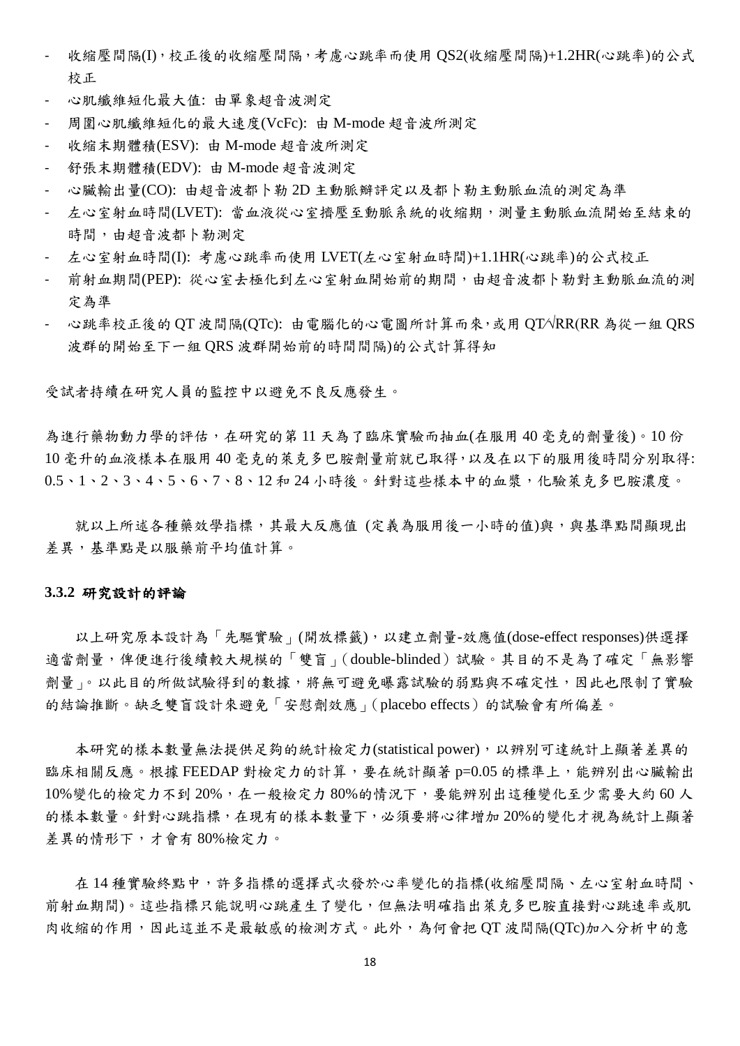- 收縮壓間隔(I)，校正後的收縮壓間隔，考慮心跳率而使用 QS2(收縮壓間隔)+1.2HR(心跳率)的公式校正
- 心肌纖維短化最大值: 由單象超音波測定
- 周圍心肌纖維短化的最大速度(VcFc): 由 M-mode 超音波所測定
- 收縮末期體積(ESV): 由 M-mode 超音波所測定
- 舒張末期體積(EDV): 由 M-mode 超音波測定
- 心臟輸出量(CO): 由超音波都卜勒 2D 主動脈辦評定以及都卜勒主動脈血流的測定為準
- 左心室射血時間(LVET): 當血液從心室擠壓至動脈系統的收縮期，測量主動脈血流開始至結束的時間，由超音波都卜勒測定
- 左心室射血時間(I): 考慮心跳率而使用 LVET(左心室射血時間)+1.1HR(心跳率)的公式校正
- 前射血期間(PEP): 從心室去極化到左心室射血開始前的期間，由超音波都卜勒對主動脈血流的測定為準
- 心跳率校正後的 QT 波間隔(QTc): 由電腦化的心電圖所計算而來，或用 QT/√RR(RR 為從一組 QRS 波群的開始至下一組 QRS 波群開始前的時間間隔)的公式計算得知

受試者持續在研究人員的監控中以避免不良反應發生。

為進行藥物動力學的評估，在研究的第 11 天為了臨床實驗而抽血(在服用 40 毫克的劑量後)。10 份 10 毫升的血液樣本在服用 40 毫克的萊克多巴胺劑量前就已取得，以及在以下的服用後時間分別取得: 0.5、1、2、3、4、5、6、7、8、12 和 24 小時後。針對這些樣本中的血漿，化驗萊克多巴胺濃度。

就以上所述各種藥效學指標，其最大反應值 (定義為服用後一小時的值)與，與基準點間顯現出差異，基準點是以服藥前平均值計算。

### 3.3.2 研究設計的評論

以上研究原本設計為「先驅實驗」(開放標籤)，以建立劑量-效應值(dose-effect responses)供選擇適當劑量，俾便進行後續較大規模的「雙盲」(double-blinded）試驗。其目的不是為了確定「無影響劑量」。以此目的所做試驗得到的數據，將無可避免曝露試驗的弱點與不確定性，因此也限制了實驗的結論推斷。缺乏雙盲設計來避免「安慰劑效應」(placebo effects）的試驗會有所偏差。

本研究的樣本數量無法提供足夠的統計檢定力(statistical power)，以辨別可達統計上顯著差異的臨床相關反應。根據 FEEDAP 對檢定力的計算，要在統計顯著 p=0.05 的標準上，能辨別出心臟輸出 10%變化的檢定力不到 20%，在一般檢定力 80%的情況下，要能辨別出這種變化至少需要大約 60 人的樣本數量。針對心跳指標，在現有的樣本數量下，必須要將心律增加 20%的變化才視為統計上顯著差異的情形下，才會有 80%檢定力。

在 14 種實驗終點中，許多指標的選擇式次發於心率變化的指標(收縮壓間隔、左心室射血時間、前射血期間)。這些指標只能說明心跳產生了變化，但無法明確指出萊克多巴胺直接對心跳速率或肌肉收縮的作用，因此這並不是最敏感的檢測方式。此外，為何會把 QT 波間隔(QTc)加入分析中的意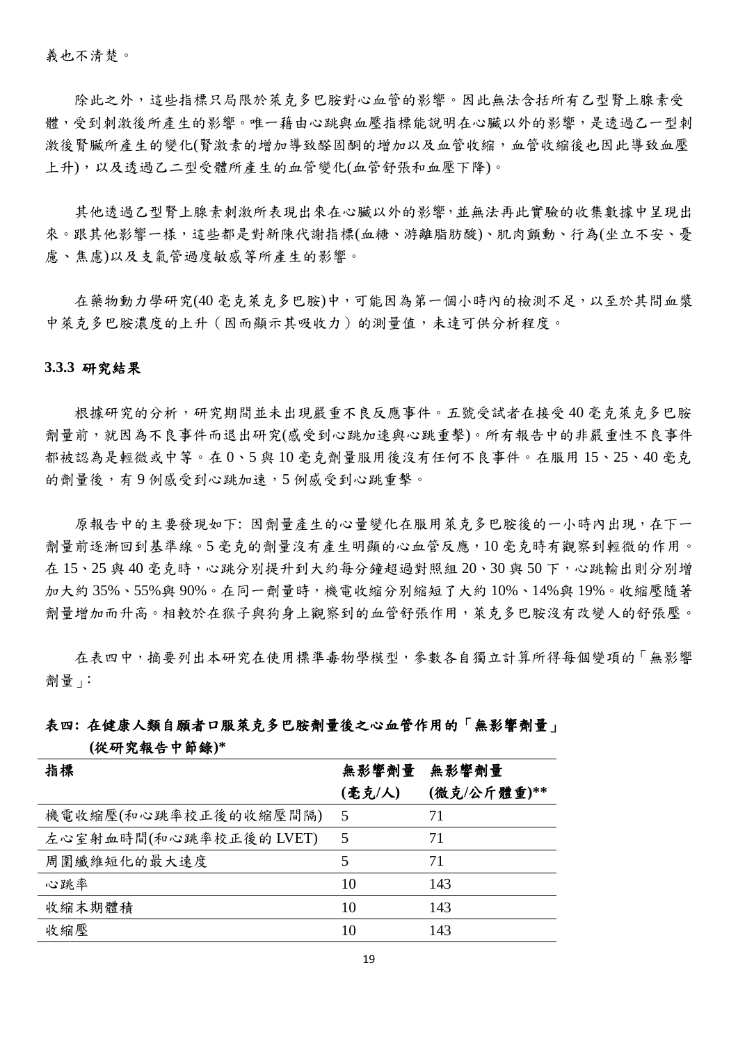義也不清楚。

除此之外，這些指標只局限於萊克多巴胺對心血管的影響。因此無法含括所有乙型腎上腺素受體，受到刺激後所產生的影響。唯一藉由心跳與血壓指標能說明在心臟以外的影響，是透過乙一型刺激後腎臟所產生的變化(腎激素的增加導致醛固酮的增加以及血管收縮，血管收縮後也因此導致血壓上升)，以及透過乙二型受體所產生的血管變化(血管舒張和血壓下降)。

其他透過乙型腎上腺素刺激所表現出來在心臟以外的影響，並無法再此實驗的收集數據中呈現出來。跟其他影響一樣，這些都是對新陳代謝指標(血糖、游離脂肪酸)、肌肉顫動、行為(坐立不安、憂慮、焦慮)以及支氣管過度敏感等所產生的影響。

在藥物動力學研究(40 毫克萊克多巴胺)中，可能因為第一個小時內的檢測不足，以至於其間血漿中萊克多巴胺濃度的上升（因而顯示其吸收力）的測量值，未達可供分析程度。

### 3.3.3 研究結果

根據研究的分析，研究期間並未出現嚴重不良反應事件。五號受試者在接受 40 毫克萊克多巴胺劑量前，就因為不良事件而退出研究(感受到心跳加速與心跳重擊)。所有報告中的非嚴重性不良事件都被認為是輕微或中等。在 0、5 與 10 毫克劑量服用後沒有任何不良事件。在服用 15、25、40 毫克的劑量後，有 9 例感受到心跳加速，5 例感受到心跳重擊。

原報告中的主要發現如下: 因劑量產生的心量變化在服用萊克多巴胺後的一小時內出現，在下一劑量前逐漸回到基準線。5 毫克的劑量沒有產生明顯的心血管反應，10 毫克時有觀察到輕微的作用。在 15、25 與 40 毫克時，心跳分別提升到大約每分鐘超過對照組 20、30 與 50 下，心跳輸出則分別增加大約 35%、55%與 90%。在同一劑量時，機電收縮分別縮短了大約 10%、14%與 19%。收縮壓隨著劑量增加而升高。相較於在猴子與狗身上觀察到的血管舒張作用，萊克多巴胺沒有改變人的舒張壓。

在表四中，摘要列出本研究在使用標準毒物學模型，參數各自獨立計算所得每個變項的「無影響劑量」:

**表四: 在健康人類自願者口服萊克多巴胺劑量後之心血管作用的「無影響劑量」(從研究報告中節錄)***

| 指標 | 無影響劑量 (毫克/人) | 無影響劑量 (微克/公斤體重)** |
|---|---|---|
| 機電收縮壓(和心跳率校正後的收縮壓間隔) | 5 | 71 |
| 左心室射血時間(和心跳率校正後的 LVET) | 5 | 71 |
| 周圍纖維短化的最大速度 | 5 | 71 |
| 心跳率 | 10 | 143 |
| 收縮末期體積 | 10 | 143 |
| 收縮壓 | 10 | 143 |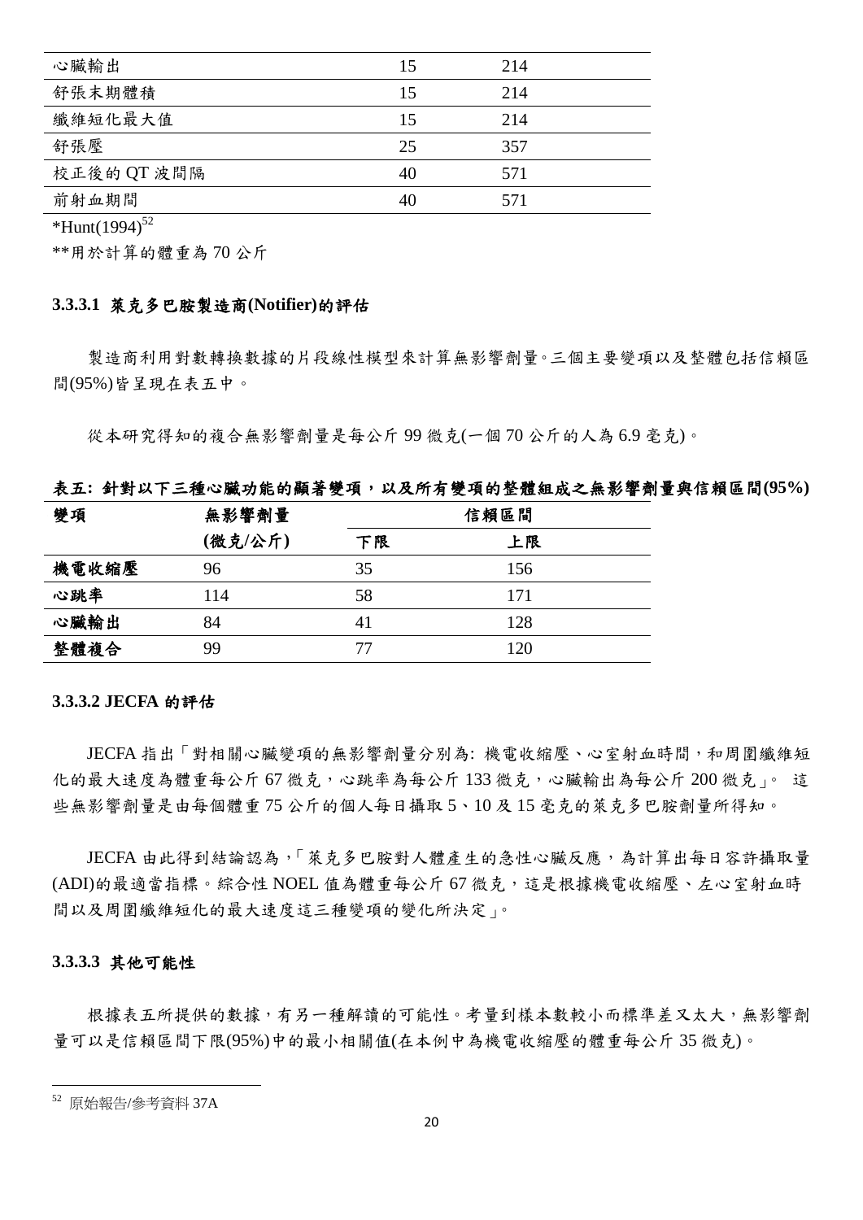| 心臟輸出 | 15 | 214 |
|---|---|---|
| 舒張末期體積 | 15 | 214 |
| 纖維短化最大值 | 15 | 214 |
| 舒張壓 | 25 | 357 |
| 校正後的 QT 波間隔 | 40 | 571 |
| 前射血期間 | 40 | 571 |

*Hunt(1994)[52]

**用於計算的體重為 70 公斤

### 3.3.3.1 萊克多巴胺製造商(Notifier)的評估

製造商利用對數轉換數據的片段線性模型來計算無影響劑量。三個主要變項以及整體包括信賴區間(95%)皆呈現在表五中。

從本研究得知的複合無影響劑量是每公斤 99 微克(一個 70 公斤的人為 6.9 毫克)。

**表五: 針對以下三種心臟功能的顯著變項，以及所有變項的整體組成之無影響劑量與信賴區間(95%)**

| 變項 | 無影響劑量 (微克/公斤) | 信賴區間 | |
|---|---|---|---|
| | | 下限 | 上限 |
| **機電收縮壓** | 96 | 35 | 156 |
| **心跳率** | 114 | 58 | 171 |
| **心臟輸出** | 84 | 41 | 128 |
| **整體複合** | 99 | 77 | 120 |

### 3.3.3.2 JECFA 的評估

JECFA 指出「對相關心臟變項的無影響劑量分別為: 機電收縮壓、心室射血時間，和周圍纖維短化的最大速度為體重每公斤 67 微克，心跳率為每公斤 133 微克，心臟輸出為每公斤 200 微克」。 這些無影響劑量是由每個體重 75 公斤的個人每日攝取 5、10 及 15 毫克的萊克多巴胺劑量所得知。

JECFA 由此得到結論認為，「萊克多巴胺對人體產生的急性心臟反應，為計算出每日容許攝取量(ADI)的最適當指標。綜合性 NOEL 值為體重每公斤 67 微克，這是根據機電收縮壓、左心室射血時間以及周圍纖維短化的最大速度這三種變項的變化所決定」。

### 3.3.3.3 其他可能性

根據表五所提供的數據，有另一種解讀的可能性。考量到樣本數較小而標準差又太大，無影響劑量可以是信賴區間下限(95%)中的最小相關值(在本例中為機電收縮壓的體重每公斤 35 微克)。

---

[52] 原始報告/參考資料 37A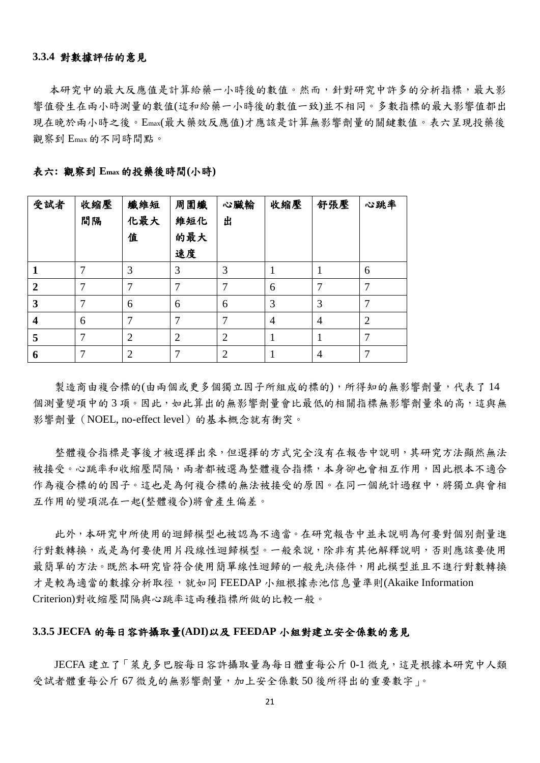### 3.3.4 對數據評估的意見

本研究中的最大反應值是計算給藥一小時後的數值。然而，針對研究中許多的分析指標，最大影響值發生在兩小時測量的數值(這和給藥一小時後的數值一致)並不相同。多數指標的最大影響值都出現在晚於兩小時之後。$E_{max}$(最大藥效反應值)才應該是計算無影響劑量的關鍵數值。表六呈現投藥後觀察到 $E_{max}$ 的不同時間點。

**表六: 觀察到 $E_{max}$ 的投藥後時間(小時)**

| 受試者 | 收縮壓間隔 | 纖維短化最大值 | 周圍纖維短化的最大速度 | 心臟輸出 | 收縮壓 | 舒張壓 | 心跳率 |
|---|---|---|---|---|---|---|---|
| **1** | 7 | 3 | 3 | 3 | 1 | 1 | 6 |
| **2** | 7 | 7 | 7 | 7 | 6 | 7 | 7 |
| **3** | 7 | 6 | 6 | 6 | 3 | 3 | 7 |
| **4** | 6 | 7 | 7 | 7 | 4 | 4 | 2 |
| **5** | 7 | 2 | 2 | 2 | 1 | 1 | 7 |
| **6** | 7 | 2 | 7 | 2 | 1 | 4 | 7 |

製造商由複合標的(由兩個或更多個獨立因子所組成的標的)，所得知的無影響劑量，代表了 14 個測量變項中的 3 項。因此，如此算出的無影響劑量會比最低的相關指標無影響劑量來的高，這與無影響劑量（NOEL, no-effect level）的基本概念就有衝突。

整體複合指標是事後才被選擇出來，但選擇的方式完全沒有在報告中說明，其研究方法顯然無法被接受。心跳率和收縮壓間隔，兩者都被選為整體複合指標，本身卻也會相互作用，因此根本不適合作為複合標的的因子。這也是為何複合標的無法被接受的原因。在同一個統計過程中，將獨立與會相互作用的變項混在一起(整體複合)將會產生偏差。

此外，本研究中所使用的迴歸模型也被認為不適當。在研究報告中並未說明為何要對個別劑量進行對數轉換，或是為何要使用片段線性迴歸模型。一般來說，除非有其他解釋說明，否則應該要使用最簡單的方法。既然本研究皆符合使用簡單線性迴歸的一般先決條件，用此模型並且不進行對數轉換才是較為適當的數據分析取徑，就如同 FEEDAP 小組根據赤池信息量準則(Akaike Information Criterion)對收縮壓間隔與心跳率這兩種指標所做的比較一般。

### 3.3.5 JECFA 的每日容許攝取量(ADI)以及 FEEDAP 小組對建立安全係數的意見

JECFA 建立了「萊克多巴胺每日容許攝取量為每日體重每公斤 0-1 微克，這是根據本研究中人類受試者體重每公斤 67 微克的無影響劑量，加上安全係數 50 後所得出的重要數字」。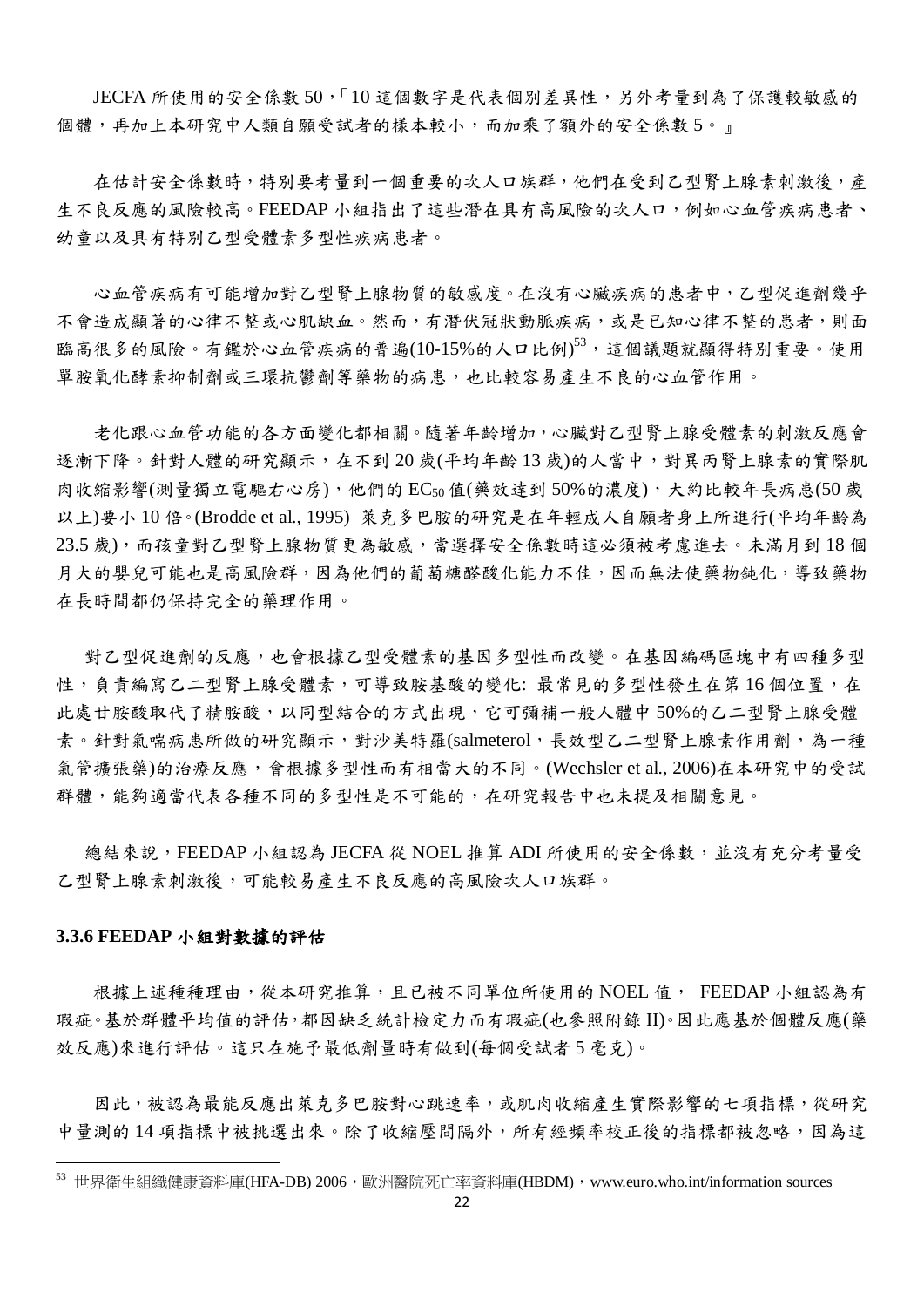JECFA 所使用的安全係數 50，「10 這個數字是代表個別差異性，另外考量到為了保護較敏感的個體，再加上本研究中人類自願受試者的樣本較小，而加乘了額外的安全係數 5。』

在估計安全係數時，特別要考量到一個重要的次人口族群，他們在受到乙型腎上腺素刺激後，產生不良反應的風險較高。FEEDAP 小組指出了這些潛在具有高風險的次人口，例如心血管疾病患者、幼童以及具有特別乙型受體素多型性疾病患者。

心血管疾病有可能增加對乙型腎上腺物質的敏感度。在沒有心臟疾病的患者中，乙型促進劑幾乎不會造成顯著的心律不整或心肌缺血。然而，有潛伏冠狀動脈疾病，或是已知心律不整的患者，則面臨高很多的風險。有鑑於心血管疾病的普遍(10-15%的人口比例)[53]，這個議題就顯得特別重要。使用單胺氧化酵素抑制劑或三環抗鬱劑等藥物的病患，也比較容易產生不良的心血管作用。

老化跟心血管功能的各方面變化都相關。隨著年齡增加，心臟對乙型腎上腺受體素的刺激反應會逐漸下降。針對人體的研究顯示，在不到 20 歲(平均年齡 13 歲)的人當中，對異丙腎上腺素的實際肌肉收縮影響(測量獨立電驅右心房)，他們的 $EC_{50}$ 值(藥效達到 50%的濃度)，大約比較年長病患(50 歲以上)要小 10 倍。(Brodde et al., 1995) 萊克多巴胺的研究是在年輕成人自願者身上所進行(平均年齡為 23.5 歲)，而孩童對乙型腎上腺物質更為敏感，當選擇安全係數時這必須被考慮進去。未滿月到 18 個月大的嬰兒可能也是高風險群，因為他們的葡萄糖醛酸化能力不佳，因而無法使藥物鈍化，導致藥物在長時間都仍保持完全的藥理作用。

對乙型促進劑的反應，也會根據乙型受體素的基因多型性而改變。在基因編碼區塊中有四種多型性，負責編寫乙二型腎上腺受體素，可導致胺基酸的變化: 最常見的多型性發生在第 16 個位置，在此處甘胺酸取代了精胺酸，以同型結合的方式出現，它可彌補一般人體中 50%的乙二型腎上腺受體素。針對氣喘病患所做的研究顯示，對沙美特羅(salmeterol，長效型乙二型腎上腺素作用劑，為一種氣管擴張藥)的治療反應，會根據多型性而有相當大的不同。(Wechsler et al., 2006)在本研究中的受試群體，能夠適當代表各種不同的多型性是不可能的，在研究報告中也未提及相關意見。

總結來說，FEEDAP 小組認為 JECFA 從 NOEL 推算 ADI 所使用的安全係數，並沒有充分考量受乙型腎上腺素刺激後，可能較易產生不良反應的高風險次人口族群。

### 3.3.6 FEEDAP 小組對數據的評估

根據上述種種理由，從本研究推算，且已被不同單位所使用的 NOEL 值， FEEDAP 小組認為有瑕疵。基於群體平均值的評估，都因缺乏統計檢定力而有瑕疵(也參照附錄 II)。因此應基於個體反應(藥效反應)來進行評估。這只在施予最低劑量時有做到(每個受試者 5 毫克)。

因此，被認為最能反應出萊克多巴胺對心跳速率，或肌肉收縮產生實際影響的七項指標，從研究中量測的 14 項指標中被挑選出來。除了收縮壓間隔外，所有經頻率校正後的指標都被忽略，因為這

[53] 世界衛生組織健康資料庫(HFA-DB) 2006，歐洲醫院死亡率資料庫(HBDM)，www.euro.who.int/information sources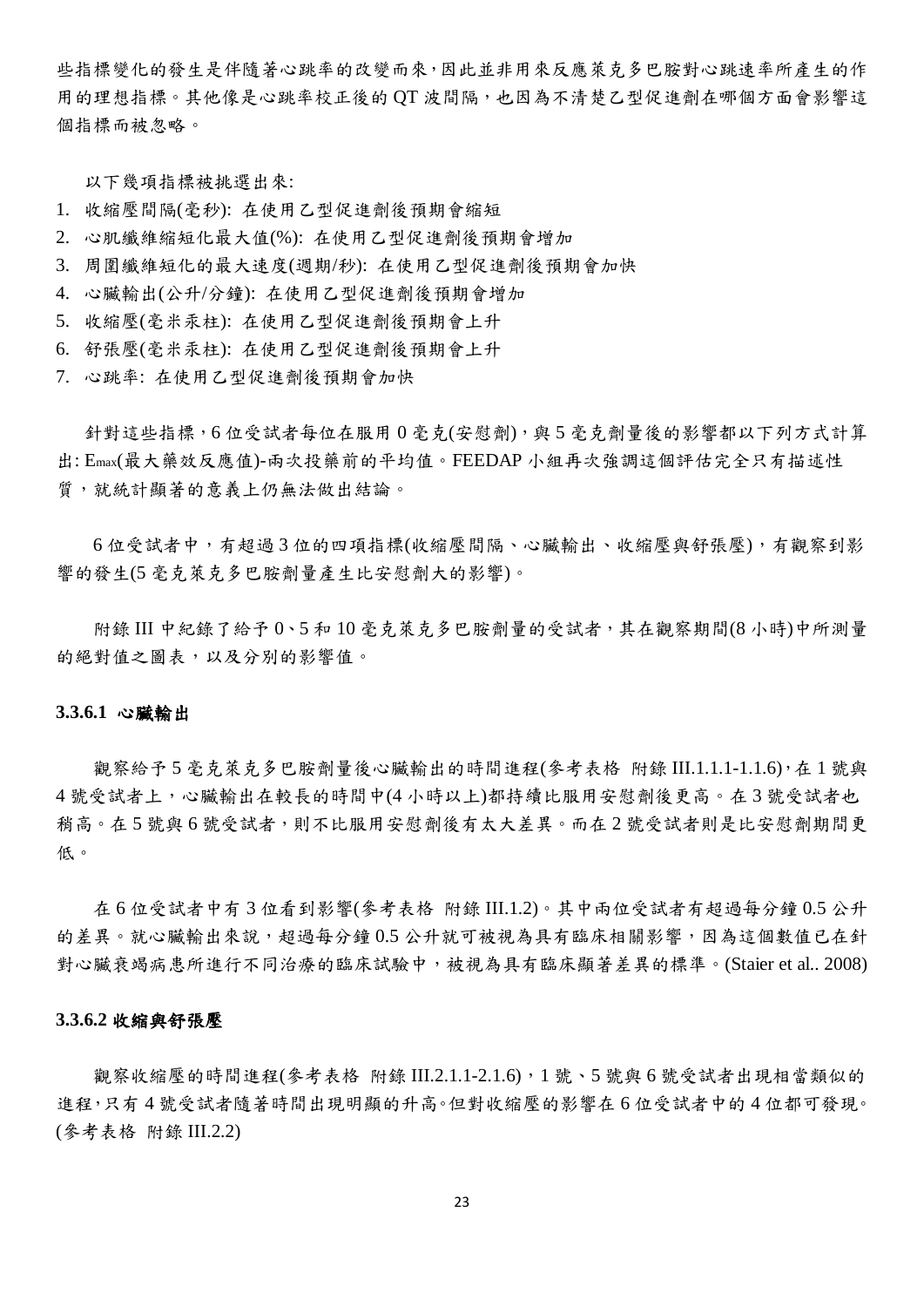些指標變化的發生是伴隨著心跳率的改變而來，因此並非用來反應萊克多巴胺對心跳速率所產生的作用的理想指標。其他像是心跳率校正後的 QT 波間隔，也因為不清楚乙型促進劑在哪個方面會影響這個指標而被忽略。

以下幾項指標被挑選出來:

1. 收縮壓間隔(毫秒): 在使用乙型促進劑後預期會縮短
2. 心肌纖維縮短化最大值(%): 在使用乙型促進劑後預期會增加
3. 周圍纖維短化的最大速度(週期/秒): 在使用乙型促進劑後預期會加快
4. 心臟輸出(公升/分鐘): 在使用乙型促進劑後預期會增加
5. 收縮壓(毫米汞柱): 在使用乙型促進劑後預期會上升
6. 舒張壓(毫米汞柱): 在使用乙型促進劑後預期會上升
7. 心跳率: 在使用乙型促進劑後預期會加快

針對這些指標，6 位受試者每位在服用 0 毫克(安慰劑)，與 5 毫克劑量後的影響都以下列方式計算出: $E_{max}$(最大藥效反應值)-兩次投藥前的平均值。FEEDAP 小組再次強調這個評估完全只有描述性質，就統計顯著的意義上仍無法做出結論。

6 位受試者中，有超過 3 位的四項指標(收縮壓間隔、心臟輸出、收縮壓與舒張壓)，有觀察到影響的發生(5 毫克萊克多巴胺劑量產生比安慰劑大的影響)。

附錄 III 中紀錄了給予 0、5 和 10 毫克萊克多巴胺劑量的受試者，其在觀察期間(8 小時)中所測量的絕對值之圖表，以及分別的影響值。

### 3.3.6.1 心臟輸出

觀察給予 5 毫克萊克多巴胺劑量後心臟輸出的時間進程(參考表格 附錄 III.1.1.1-1.1.6)，在 1 號與 4 號受試者上，心臟輸出在較長的時間中(4 小時以上)都持續比服用安慰劑後更高。在 3 號受試者也稍高。在 5 號與 6 號受試者，則不比服用安慰劑後有太大差異。而在 2 號受試者則是比安慰劑期間更低。

在 6 位受試者中有 3 位看到影響(參考表格 附錄 III.1.2)。其中兩位受試者有超過每分鐘 0.5 公升的差異。就心臟輸出來說，超過每分鐘 0.5 公升就可被視為具有臨床相關影響，因為這個數值已在針對心臟衰竭病患所進行不同治療的臨床試驗中，被視為具有臨床顯著差異的標準。(Staier et al.. 2008)

### 3.3.6.2 收縮與舒張壓

觀察收縮壓的時間進程(參考表格 附錄 III.2.1.1-2.1.6)，1 號、5 號與 6 號受試者出現相當類似的進程，只有 4 號受試者隨著時間出現明顯的升高。但對收縮壓的影響在 6 位受試者中的 4 位都可發現。(參考表格 附錄 III.2.2)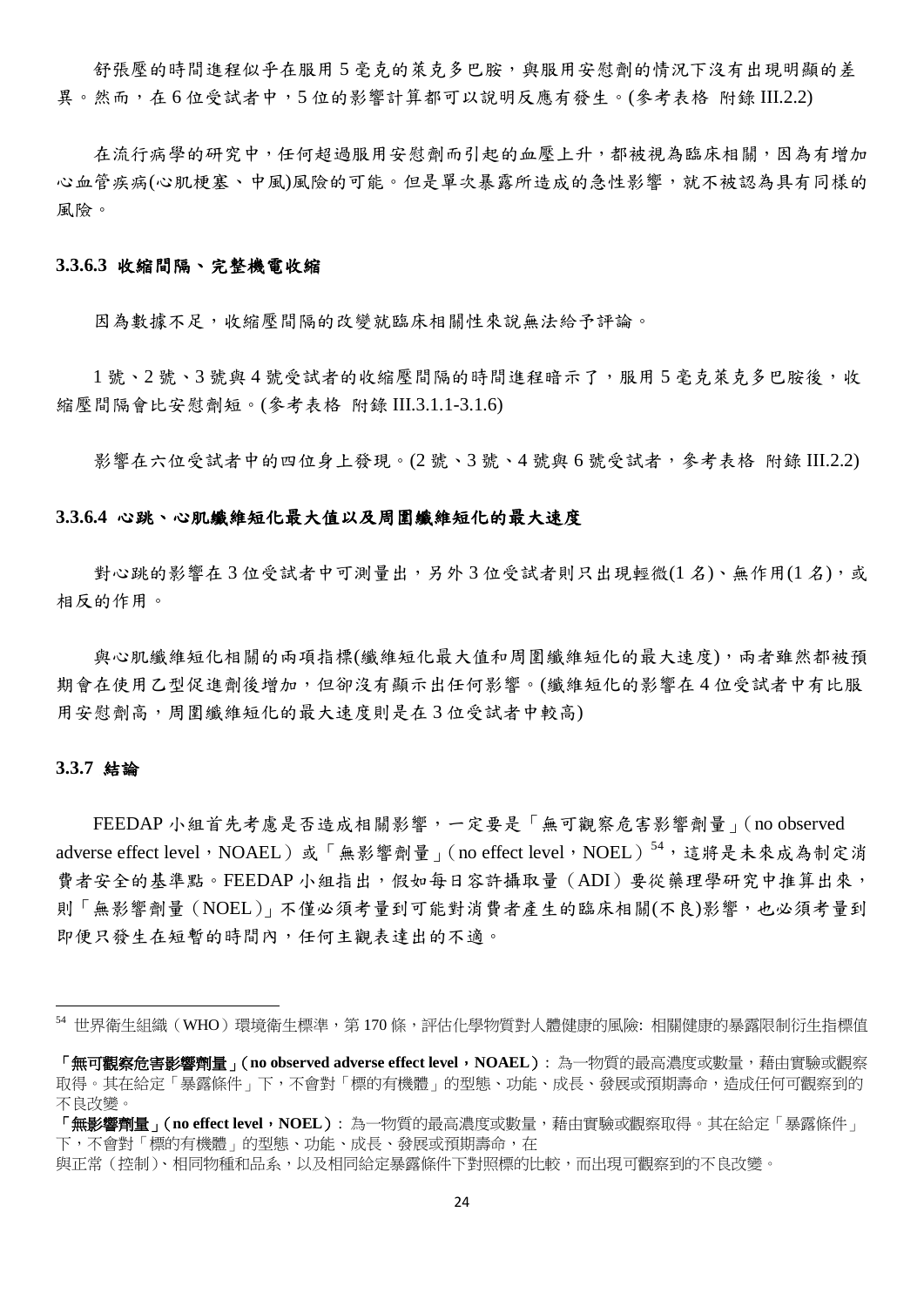舒張壓的時間進程似乎在服用 5 毫克的萊克多巴胺，與服用安慰劑的情況下沒有出現明顯的差異。然而，在 6 位受試者中，5 位的影響計算都可以說明反應有發生。(參考表格 附錄 III.2.2)

在流行病學的研究中，任何超過服用安慰劑而引起的血壓上升，都被視為臨床相關，因為有增加心血管疾病(心肌梗塞、中風)風險的可能。但是單次暴露所造成的急性影響，就不被認為具有同樣的風險。

### 3.3.6.3 收縮間隔、完整機電收縮

因為數據不足，收縮壓間隔的改變就臨床相關性來說無法給予評論。

1 號、2 號、3 號與 4 號受試者的收縮壓間隔的時間進程暗示了，服用 5 毫克萊克多巴胺後，收縮壓間隔會比安慰劑短。(參考表格 附錄 III.3.1.1-3.1.6)

影響在六位受試者中的四位身上發現。(2 號、3 號、4 號與 6 號受試者，參考表格 附錄 III.2.2)

### 3.3.6.4 心跳、心肌纖維短化最大值以及周圍纖維短化的最大速度

對心跳的影響在 3 位受試者中可測量出，另外 3 位受試者則只出現輕微(1 名)、無作用(1 名)，或相反的作用。

與心肌纖維短化相關的兩項指標(纖維短化最大值和周圍纖維短化的最大速度)，兩者雖然都被預期會在使用乙型促進劑後增加，但卻沒有顯示出任何影響。(纖維短化的影響在 4 位受試者中有比服用安慰劑高，周圍纖維短化的最大速度則是在 3 位受試者中較高)

### 3.3.7 結論

FEEDAP 小組首先考慮是否造成相關影響，一定要是「無可觀察危害影響劑量」(no observed adverse effect level，NOAEL）或「無影響劑量」(no effect level，NOEL）[54]，這將是未來成為制定消費者安全的基準點。FEEDAP 小組指出，假如每日容許攝取量（ADI）要從藥理學研究中推算出來，則「無影響劑量（NOEL）」不僅必須考量到可能對消費者產生的臨床相關(不良)影響，也必須考量到即便只發生在短暫的時間內，任何主觀表達出的不適。

---

[54] 世界衛生組織（WHO）環境衛生標準，第 170 條，評估化學物質對人體健康的風險: 相關健康的暴露限制衍生指標值

**「無可觀察危害影響劑量」(no observed adverse effect level，NOAEL)**: 為一物質的最高濃度或數量，藉由實驗或觀察取得。其在給定「暴露條件」下，不會對「標的有機體」的型態、功能、成長、發展或預期壽命，造成任何可觀察到的不良改變。

**「無影響劑量」(no effect level，NOEL)**: 為一物質的最高濃度或數量，藉由實驗或觀察取得。其在給定「暴露條件」下，不會對「標的有機體」的型態、功能、成長、發展或預期壽命，在與正常（控制)、相同物種和品系，以及相同給定暴露條件下對照標的比較，而出現可觀察到的不良改變。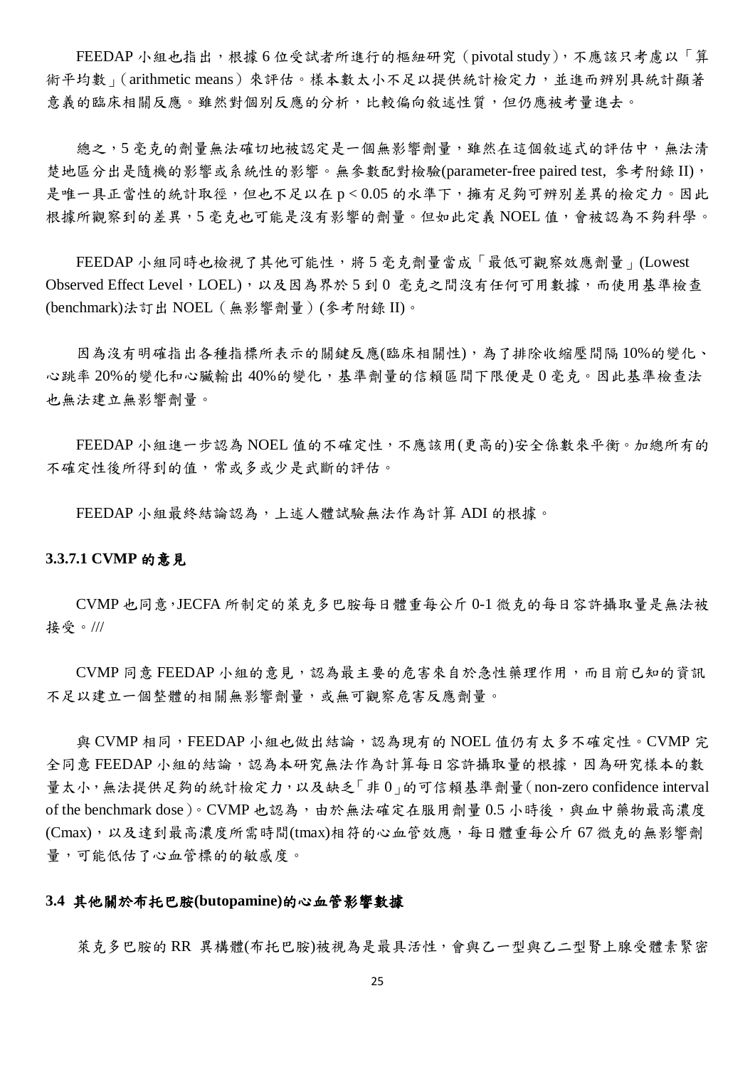FEEDAP 小組也指出，根據 6 位受試者所進行的樞紐研究（pivotal study），不應該只考慮以「算術平均數」（arithmetic means）來評估。樣本數太小不足以提供統計檢定力，並進而辨別具統計顯著意義的臨床相關反應。雖然對個別反應的分析，比較偏向敘述性質，但仍應被考量進去。

總之，5 毫克的劑量無法確切地被認定是一個無影響劑量，雖然在這個敘述式的評估中，無法清楚地區分出是隨機的影響或系統性的影響。無參數配對檢驗(parameter-free paired test, 參考附錄 II)，是唯一具正當性的統計取徑，但也不足以在 $p < 0.05$ 的水準下，擁有足夠可辨別差異的檢定力。因此根據所觀察到的差異，5 毫克也可能是沒有影響的劑量。但如此定義 NOEL 值，會被認為不夠科學。

FEEDAP 小組同時也檢視了其他可能性，將 5 毫克劑量當成「最低可觀察效應劑量」(Lowest Observed Effect Level，LOEL)，以及因為界於 5 到 0 毫克之間沒有任何可用數據，而使用基準檢查(benchmark)法訂出 NOEL（無影響劑量）(參考附錄 II)。

因為沒有明確指出各種指標所表示的關鍵反應(臨床相關性)，為了排除收縮壓間隔 10%的變化、心跳率 20%的變化和心臟輸出 40%的變化，基準劑量的信賴區間下限便是 0 毫克。因此基準檢查法也無法建立無影響劑量。

FEEDAP 小組進一步認為 NOEL 值的不確定性，不應該用(更高的)安全係數來平衡。加總所有的不確定性後所得到的值，常或多或少是武斷的評估。

FEEDAP 小組最終結論認為，上述人體試驗無法作為計算 ADI 的根據。

#### 3.3.7.1 CVMP 的意見

CVMP 也同意,JECFA 所制定的萊克多巴胺每日體重每公斤 0-1 微克的每日容許攝取量是無法被接受。///

CVMP 同意 FEEDAP 小組的意見，認為最主要的危害來自於急性藥理作用，而目前已知的資訊不足以建立一個整體的相關無影響劑量，或無可觀察危害反應劑量。

與 CVMP 相同，FEEDAP 小組也做出結論，認為現有的 NOEL 值仍有太多不確定性。CVMP 完全同意 FEEDAP 小組的結論，認為本研究無法作為計算每日容許攝取量的根據，因為研究樣本的數量太小，無法提供足夠的統計檢定力，以及缺乏「非 0」的可信賴基準劑量（non-zero confidence interval of the benchmark dose）。CVMP 也認為，由於無法確定在服用劑量 0.5 小時後，與血中藥物最高濃度(Cmax)，以及達到最高濃度所需時間(tmax)相符的心血管效應，每日體重每公斤 67 微克的無影響劑量，可能低估了心血管標的的敏感度。

### 3.4 其他關於布托巴胺(butopamine)的心血管影響數據

萊克多巴胺的 RR 異構體(布托巴胺)被視為是最具活性，會與乙一型與乙二型腎上腺受體素緊密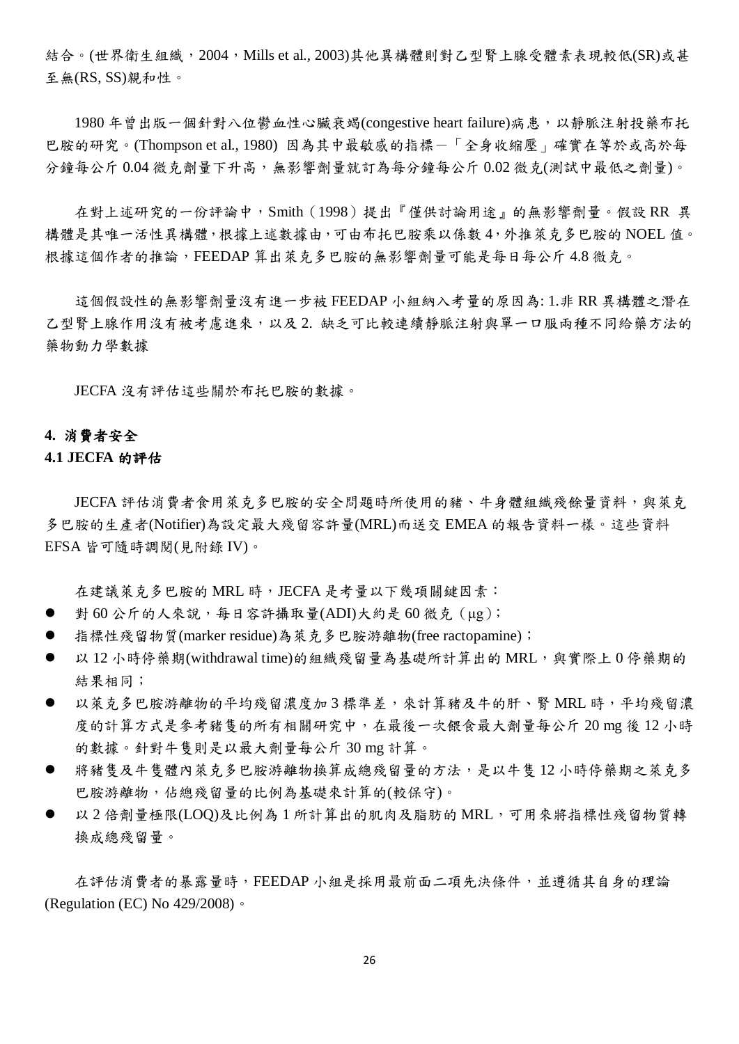結合。(世界衛生組織，2004，Mills et al., 2003)其他異構體則對乙型腎上腺受體素表現較低(SR)或甚至無(RS, SS)親和性。

1980 年曾出版一個針對八位鬱血性心臟衰竭(congestive heart failure)病患，以靜脈注射投藥布托巴胺的研究。(Thompson et al., 1980) 因為其中最敏感的指標－「全身收縮壓」確實在等於或高於每分鐘每公斤 0.04 微克劑量下升高，無影響劑量就訂為每分鐘每公斤 0.02 微克(測試中最低之劑量)。

在對上述研究的一份評論中，Smith（1998）提出『僅供討論用途』的無影響劑量。假設 RR 異構體是其唯一活性異構體，根據上述數據由，可由布托巴胺乘以係數 4，外推萊克多巴胺的 NOEL 值。根據這個作者的推論，FEEDAP 算出萊克多巴胺的無影響劑量可能是每日每公斤 4.8 微克。

這個假設性的無影響劑量沒有進一步被 FEEDAP 小組納入考量的原因為: 1.非 RR 異構體之潛在乙型腎上腺作用沒有被考慮進來，以及 2. 缺乏可比較連續靜脈注射與單一口服兩種不同給藥方法的藥物動力學數據

JECFA 沒有評估這些關於布托巴胺的數據。

## 4. 消費者安全

### 4.1 JECFA 的評估

JECFA 評估消費者食用萊克多巴胺的安全問題時所使用的豬、牛身體組織殘餘量資料，與萊克多巴胺的生產者(Notifier)為設定最大殘留容許量(MRL)而送交 EMEA 的報告資料一樣。這些資料 EFSA 皆可隨時調閱(見附錄 IV)。

在建議萊克多巴胺的 MRL 時，JECFA 是考量以下幾項關鍵因素：

- 對 60 公斤的人來說，每日容許攝取量(ADI)大約是 60 微克（μg）；
- 指標性殘留物質(marker residue)為萊克多巴胺游離物(free ractopamine)；
- 以 12 小時停藥期(withdrawal time)的組織殘留量為基礎所計算出的 MRL，與實際上 0 停藥期的結果相同；
- 以萊克多巴胺游離物的平均殘留濃度加 3 標準差，來計算豬及牛的肝、腎 MRL 時，平均殘留濃度的計算方式是參考豬隻的所有相關研究中，在最後一次餵食最大劑量每公斤 20 mg 後 12 小時的數據。針對牛隻則是以最大劑量每公斤 30 mg 計算。
- 將豬隻及牛隻體內萊克多巴胺游離物換算成總殘留量的方法，是以牛隻 12 小時停藥期之萊克多巴胺游離物，佔總殘留量的比例為基礎來計算的(較保守)。
- 以 2 倍劑量極限(LOQ)及比例為 1 所計算出的肌肉及脂肪的 MRL，可用來將指標性殘留物質轉換成總殘留量。

在評估消費者的暴露量時，FEEDAP 小組是採用最前面二項先決條件，並遵循其自身的理論(Regulation (EC) No 429/2008)。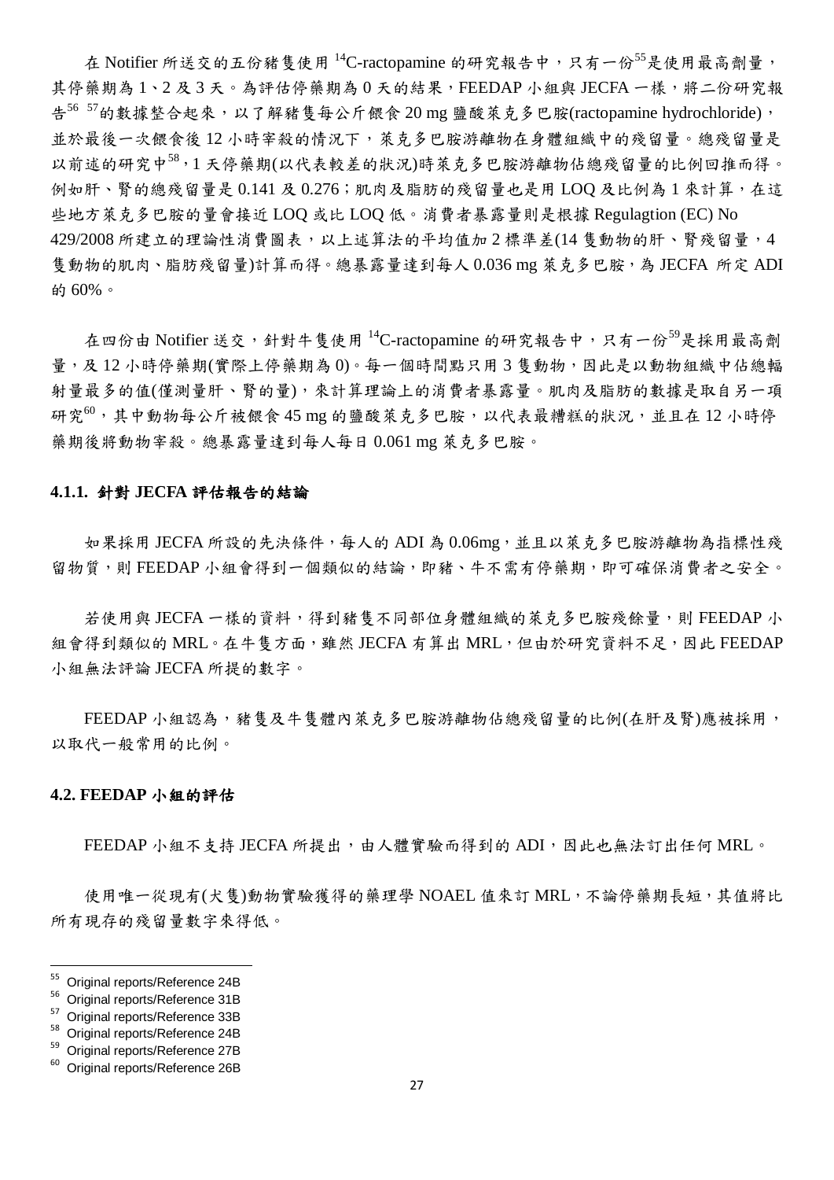在 Notifier 所送交的五份豬隻使用 $^{14}$C-ractopamine 的研究報告中，只有一份[55]是使用最高劑量，其停藥期為 1、2 及 3 天。為評估停藥期為 0 天的結果，FEEDAP 小組與 JECFA 一樣，將二份研究報告[56] [57]的數據整合起來，以了解豬隻每公斤餵食 20 mg 鹽酸萊克多巴胺(ractopamine hydrochloride)，並於最後一次餵食後 12 小時宰殺的情況下，萊克多巴胺游離物在身體組織中的殘留量。總殘留量是以前述的研究中[58]，1 天停藥期(以代表較差的狀況)時萊克多巴胺游離物佔總殘留量的比例回推而得。例如肝、腎的總殘留量是 0.141 及 0.276；肌肉及脂肪的殘留量也是用 LOQ 及比例為 1 來計算，在這些地方萊克多巴胺的量會接近 LOQ 或比 LOQ 低。消費者暴露量則是根據 Regulagtion (EC) No 429/2008 所建立的理論性消費圖表，以上述算法的平均值加 2 標準差(14 隻動物的肝、腎殘留量，4 隻動物的肌肉、脂肪殘留量)計算而得。總暴露量達到每人 0.036 mg 萊克多巴胺，為 JECFA 所定 ADI 的 60%。

在四份由 Notifier 送交，針對牛隻使用 $^{14}$C-ractopamine 的研究報告中，只有一份[59]是採用最高劑量，及 12 小時停藥期(實際上停藥期為 0)。每一個時間點只用 3 隻動物，因此是以動物組織中佔總輻射量最多的值(僅測量肝、腎的量)，來計算理論上的消費者暴露量。肌肉及脂肪的數據是取自另一項研究[60]，其中動物每公斤被餵食 45 mg 的鹽酸萊克多巴胺，以代表最糟糕的狀況，並且在 12 小時停藥期後將動物宰殺。總暴露量達到每人每日 0.061 mg 萊克多巴胺。

#### 4.1.1. 針對 JECFA 評估報告的結論

如果採用 JECFA 所設的先決條件，每人的 ADI 為 0.06mg，並且以萊克多巴胺游離物為指標性殘留物質，則 FEEDAP 小組會得到一個類似的結論，即豬、牛不需有停藥期，即可確保消費者之安全。

若使用與 JECFA 一樣的資料，得到豬隻不同部位身體組織的萊克多巴胺殘餘量，則 FEEDAP 小組會得到類似的 MRL。在牛隻方面，雖然 JECFA 有算出 MRL，但由於研究資料不足，因此 FEEDAP 小組無法評論 JECFA 所提的數字。

FEEDAP 小組認為，豬隻及牛隻體內萊克多巴胺游離物佔總殘留量的比例(在肝及腎)應被採用，以取代一般常用的比例。

### 4.2. FEEDAP 小組的評估

FEEDAP 小組不支持 JECFA 所提出，由人體實驗而得到的 ADI，因此也無法訂出任何 MRL。

使用唯一從現有(犬隻)動物實驗獲得的藥理學 NOAEL 值來訂 MRL，不論停藥期長短，其值將比所有現存的殘留量數字來得低。

---

[55] Original reports/Reference 24B

[56] Original reports/Reference 31B

[57] Original reports/Reference 33B

[58] Original reports/Reference 24B

[59] Original reports/Reference 27B

[60] Original reports/Reference 26B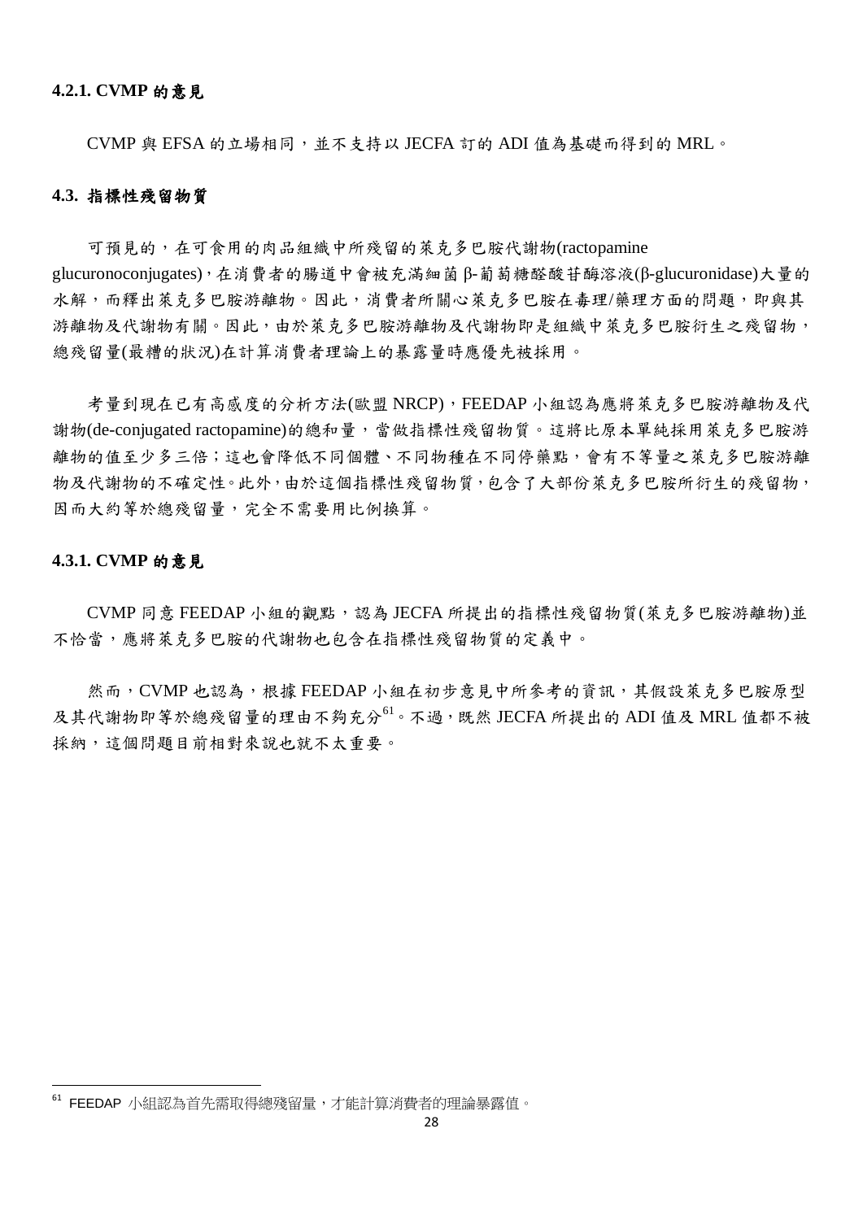### 4.2.1. CVMP 的意見

CVMP 與 EFSA 的立場相同，並不支持以 JECFA 訂的 ADI 值為基礎而得到的 MRL。

## 4.3. 指標性殘留物質

可預見的，在可食用的肉品組織中所殘留的萊克多巴胺代謝物(ractopamine glucuronoconjugates)，在消費者的腸道中會被充滿細菌 β-葡萄糖醛酸苷酶溶液(β-glucuronidase)大量的水解，而釋出萊克多巴胺游離物。因此，消費者所關心萊克多巴胺在毒理/藥理方面的問題，即與其游離物及代謝物有關。因此，由於萊克多巴胺游離物及代謝物即是組織中萊克多巴胺衍生之殘留物，總殘留量(最糟的狀況)在計算消費者理論上的暴露量時應優先被採用。

考量到現在已有高感度的分析方法(歐盟 NRCP)，FEEDAP 小組認為應將萊克多巴胺游離物及代謝物(de-conjugated ractopamine)的總和量，當做指標性殘留物質。這將比原本單純採用萊克多巴胺游離物的值至少多三倍；這也會降低不同個體、不同物種在不同停藥點，會有不等量之萊克多巴胺游離物及代謝物的不確定性。此外，由於這個指標性殘留物質，包含了大部份萊克多巴胺所衍生的殘留物，因而大約等於總殘留量，完全不需要用比例換算。

### 4.3.1. CVMP 的意見

CVMP 同意 FEEDAP 小組的觀點，認為 JECFA 所提出的指標性殘留物質(萊克多巴胺游離物)並不恰當，應將萊克多巴胺的代謝物也包含在指標性殘留物質的定義中。

然而，CVMP 也認為，根據 FEEDAP 小組在初步意見中所參考的資訊，其假設萊克多巴胺原型及其代謝物即等於總殘留量的理由不夠充分[61]。不過，既然 JECFA 所提出的 ADI 值及 MRL 值都不被採納，這個問題目前相對來說也就不太重要。

---

[61] FEEDAP 小組認為首先需取得總殘留量，才能計算消費者的理論暴露值。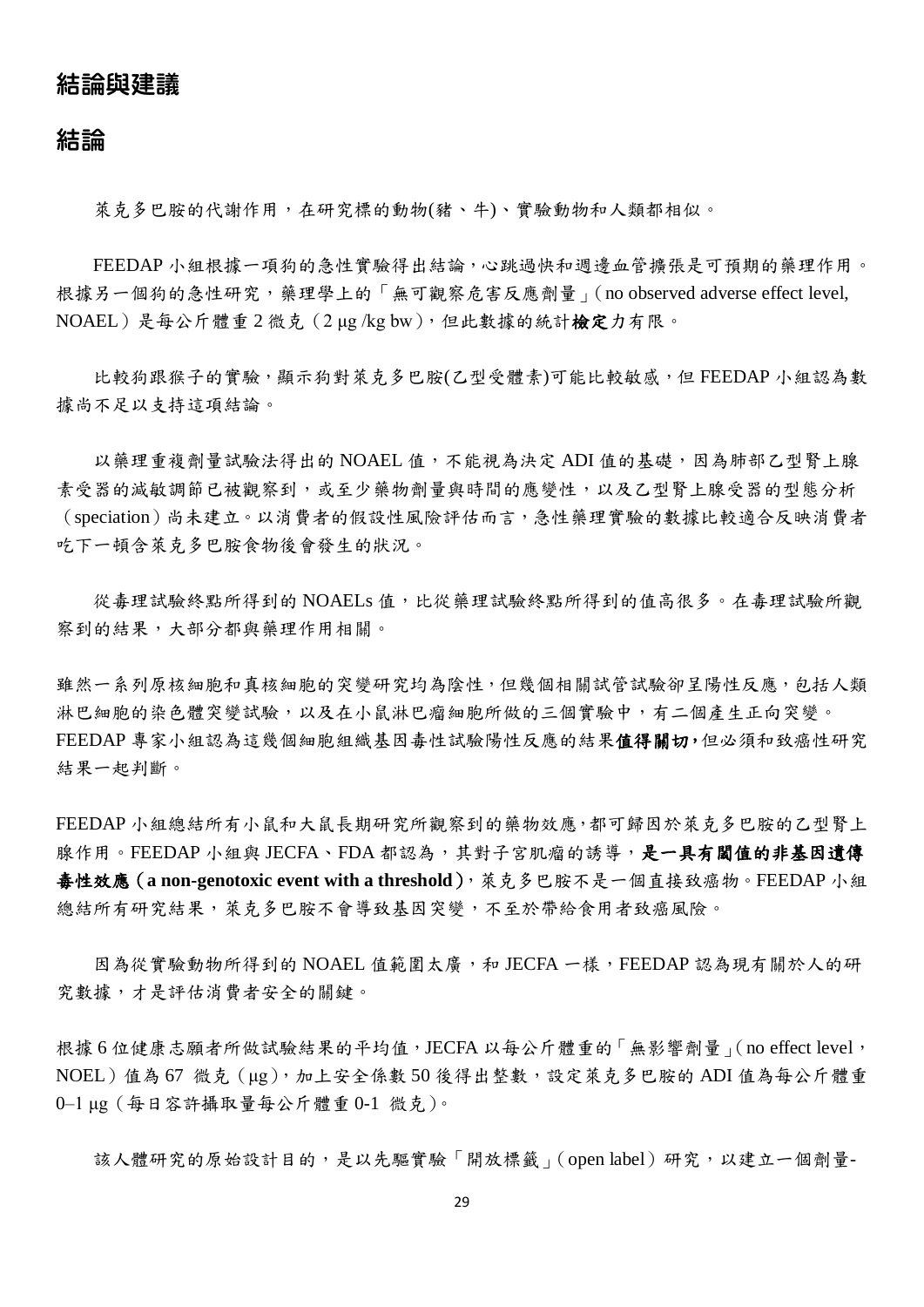# 結論與建議

## 結論

萊克多巴胺的代謝作用，在研究標的動物(豬、牛)、實驗動物和人類都相似。

FEEDAP 小組根據一項狗的急性實驗得出結論，心跳過快和週邊血管擴張是可預期的藥理作用。根據另一個狗的急性研究，藥理學上的「無可觀察危害反應劑量」(no observed adverse effect level, NOAEL）是每公斤體重 2 微克（2 µg /kg bw)，但此數據的統計**檢定**力有限。

比較狗跟猴子的實驗，顯示狗對萊克多巴胺(乙型受體素)可能比較敏感，但 FEEDAP 小組認為數據尚不足以支持這項結論。

以藥理重複劑量試驗法得出的 NOAEL 值，不能視為決定 ADI 值的基礎，因為肺部乙型腎上腺素受器的減敏調節已被觀察到，或至少藥物劑量與時間的應變性，以及乙型腎上腺受器的型態分析（speciation）尚未建立。以消費者的假設性風險評估而言，急性藥理實驗的數據比較適合反映消費者吃下一頓含萊克多巴胺食物後會發生的狀況。

從毒理試驗終點所得到的 NOAELs 值，比從藥理試驗終點所得到的值高很多。在毒理試驗所觀察到的結果，大部分都與藥理作用相關。

雖然一系列原核細胞和真核細胞的突變研究均為陰性，但幾個相關試管試驗卻呈陽性反應，包括人類淋巴細胞的染色體突變試驗，以及在小鼠淋巴瘤細胞所做的三個實驗中，有二個產生正向突變。FEEDAP 專家小組認為這幾個細胞組織基因毒性試驗陽性反應的結果**值得關切，**但必須和致癌性研究結果一起判斷。

FEEDAP 小組總結所有小鼠和大鼠長期研究所觀察到的藥物效應，都可歸因於萊克多巴胺的乙型腎上腺作用。FEEDAP 小組與 JECFA、FDA 都認為，其對子宮肌瘤的誘導，**是一具有閾值的非基因遺傳毒性效應（a non-genotoxic event with a threshold)**，萊克多巴胺不是一個直接致癌物。FEEDAP 小組總結所有研究結果，萊克多巴胺不會導致基因突變，不至於帶給食用者致癌風險。

因為從實驗動物所得到的 NOAEL 值範圍太廣，和 JECFA 一樣，FEEDAP 認為現有關於人的研究數據，才是評估消費者安全的關鍵。

根據 6 位健康志願者所做試驗結果的平均值，JECFA 以每公斤體重的「無影響劑量」(no effect level，NOEL）值為 67 微克（µg)，加上安全係數 50 後得出整數，設定萊克多巴胺的 ADI 值為每公斤體重 0–1 µg（每日容許攝取量每公斤體重 0-1 微克)。

該人體研究的原始設計目的，是以先驅實驗「開放標籤」(open label）研究，以建立一個劑量-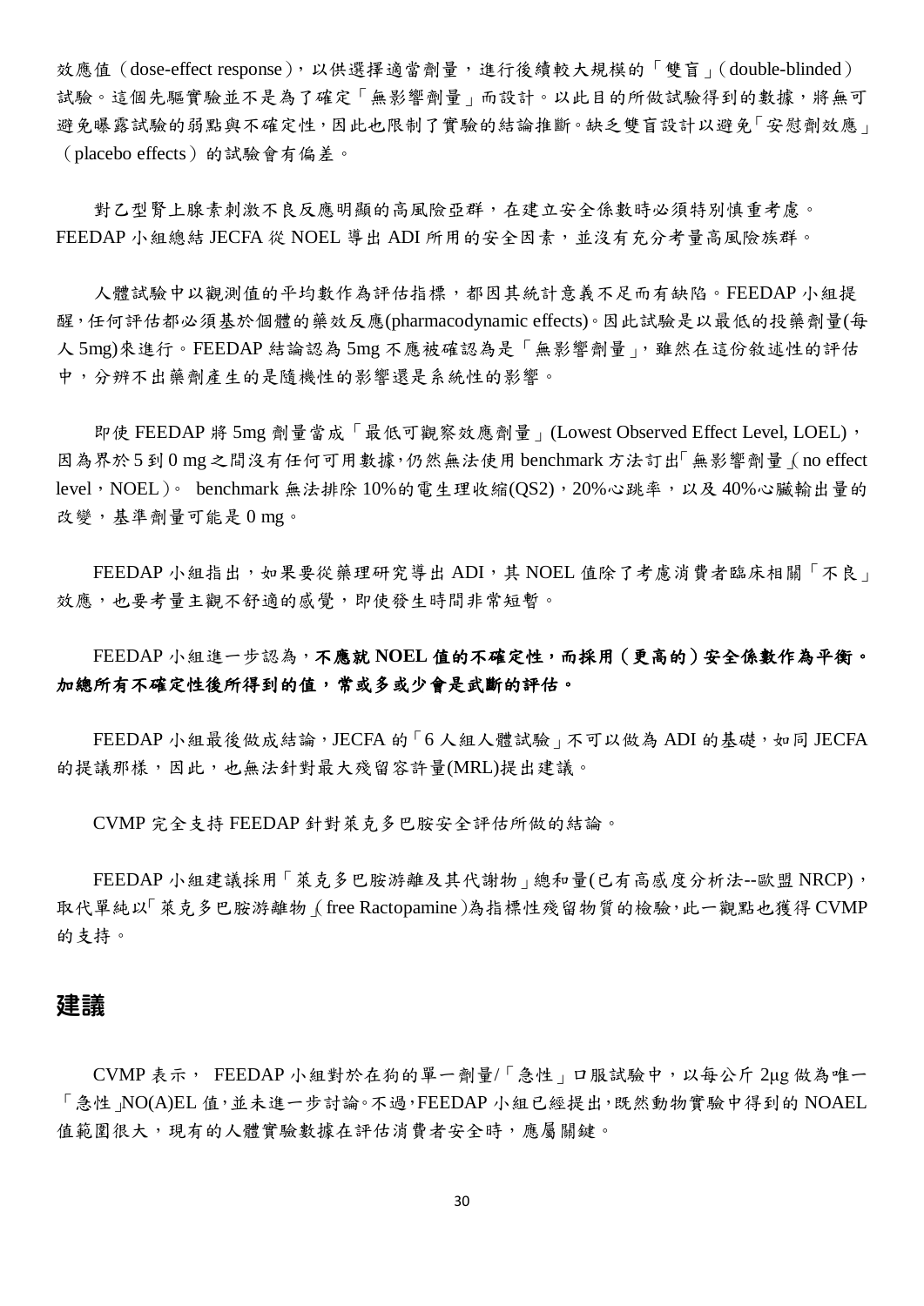效應值（dose-effect response），以供選擇適當劑量，進行後續較大規模的「雙盲」（double-blinded）試驗。這個先驅實驗並不是為了確定「無影響劑量」而設計。以此目的所做試驗得到的數據，將無可避免曝露試驗的弱點與不確定性，因此也限制了實驗的結論推斷。缺乏雙盲設計以避免「安慰劑效應」（placebo effects）的試驗會有偏差。

對乙型腎上腺素刺激不良反應明顯的高風險亞群，在建立安全係數時必須特別慎重考慮。FEEDAP 小組總結 JECFA 從 NOEL 導出 ADI 所用的安全因素，並沒有充分考量高風險族群。

人體試驗中以觀測值的平均數作為評估指標，都因其統計意義不足而有缺陷。FEEDAP 小組提醒，任何評估都必須基於個體的藥效反應(pharmacodynamic effects)。因此試驗是以最低的投藥劑量(每人 5mg)來進行。FEEDAP 結論認為 5mg 不應被確認為是「無影響劑量」，雖然在這份敘述性的評估中，分辨不出藥劑產生的是隨機性的影響還是系統性的影響。

即使 FEEDAP 將 5mg 劑量當成「最低可觀察效應劑量」(Lowest Observed Effect Level, LOEL)，因為界於 5 到 0 mg 之間沒有任何可用數據，仍然無法使用 benchmark 方法訂出「無影響劑量」(no effect level，NOEL)。 benchmark 無法排除 10%的電生理收縮(QS2)，20%心跳率，以及 40%心臟輸出量的改變，基準劑量可能是 0 mg。

FEEDAP 小組指出，如果要從藥理研究導出 ADI，其 NOEL 值除了考慮消費者臨床相關「不良」效應，也要考量主觀不舒適的感覺，即使發生時間非常短暫。

FEEDAP 小組進一步認為，**不應就 NOEL 值的不確定性，而採用（更高的）安全係數作為平衡。加總所有不確定性後所得到的值，常或多或少會是武斷的評估。**

FEEDAP 小組最後做成結論，JECFA 的「6 人組人體試驗」不可以做為 ADI 的基礎，如同 JECFA 的提議那樣，因此，也無法針對最大殘留容許量(MRL)提出建議。

CVMP 完全支持 FEEDAP 針對萊克多巴胺安全評估所做的結論。

FEEDAP 小組建議採用「萊克多巴胺游離及其代謝物」總和量(已有高感度分析法--歐盟 NRCP)，取代單純以「萊克多巴胺游離物」(free Ractopamine)為指標性殘留物質的檢驗，此一觀點也獲得 CVMP 的支持。

## 建議

CVMP 表示， FEEDAP 小組對於在狗的單一劑量/「急性」口服試驗中，以每公斤 2μg 做為唯一「急性」NO(A)EL 值，並未進一步討論。不過，FEEDAP 小組已經提出，既然動物實驗中得到的 NOAEL 值範圍很大，現有的人體實驗數據在評估消費者安全時，應屬關鍵。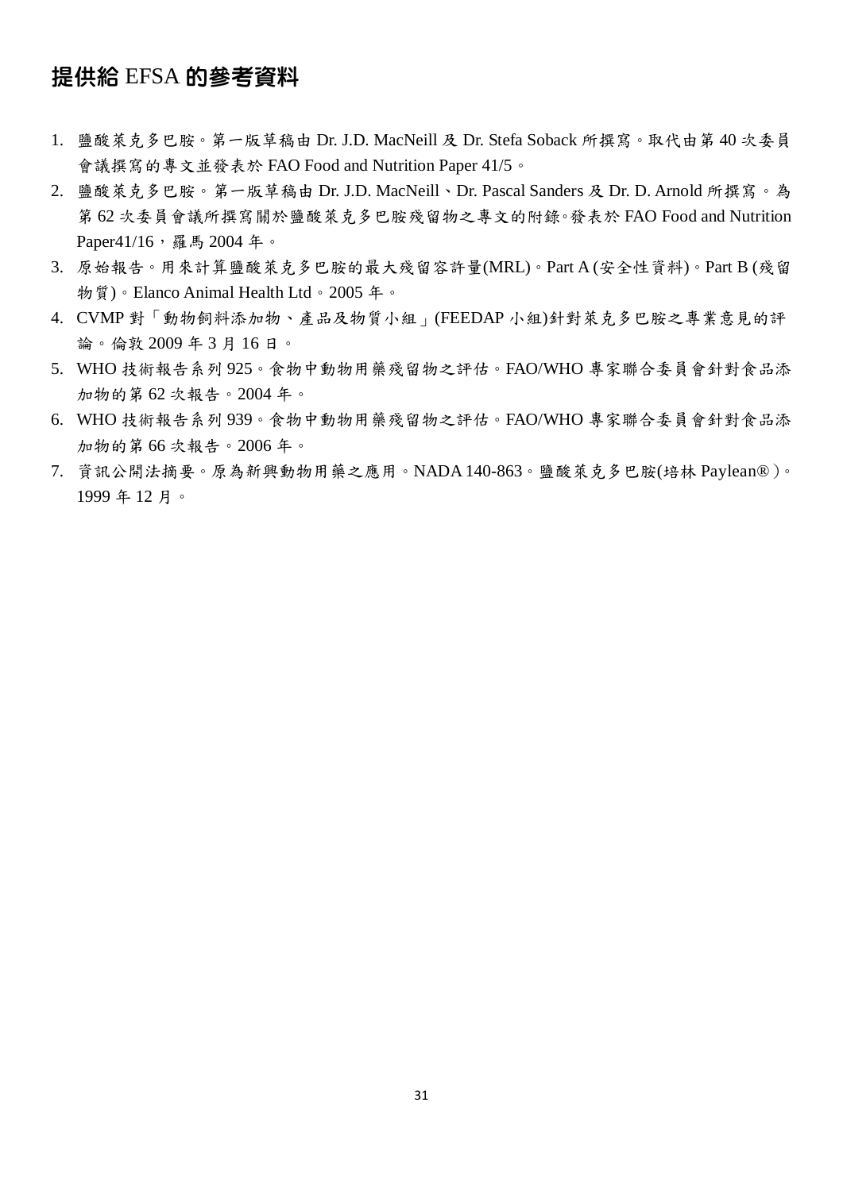# 提供給 EFSA 的參考資料

1. 鹽酸萊克多巴胺。第一版草稿由 Dr. J.D. MacNeill 及 Dr. Stefa Soback 所撰寫。取代由第 40 次委員會議撰寫的專文並發表於 FAO Food and Nutrition Paper 41/5。
2. 鹽酸萊克多巴胺。第一版草稿由 Dr. J.D. MacNeill、Dr. Pascal Sanders 及 Dr. D. Arnold 所撰寫。為第 62 次委員會議所撰寫關於鹽酸萊克多巴胺殘留物之專文的附錄。發表於 FAO Food and Nutrition Paper41/16，羅馬 2004 年。
3. 原始報告。用來計算鹽酸萊克多巴胺的最大殘留容許量(MRL)。Part A (安全性資料)。Part B (殘留物質)。Elanco Animal Health Ltd。2005 年。
4. CVMP 對「動物飼料添加物、產品及物質小組」(FEEDAP 小組)針對萊克多巴胺之專業意見的評論。倫敦 2009 年 3 月 16 日。
5. WHO 技術報告系列 925。食物中動物用藥殘留物之評估。FAO/WHO 專家聯合委員會針對食品添加物的第 62 次報告。2004 年。
6. WHO 技術報告系列 939。食物中動物用藥殘留物之評估。FAO/WHO 專家聯合委員會針對食品添加物的第 66 次報告。2006 年。
7. 資訊公開法摘要。原為新興動物用藥之應用。NADA 140-863。鹽酸萊克多巴胺(培林 Paylean®)。1999 年 12 月。